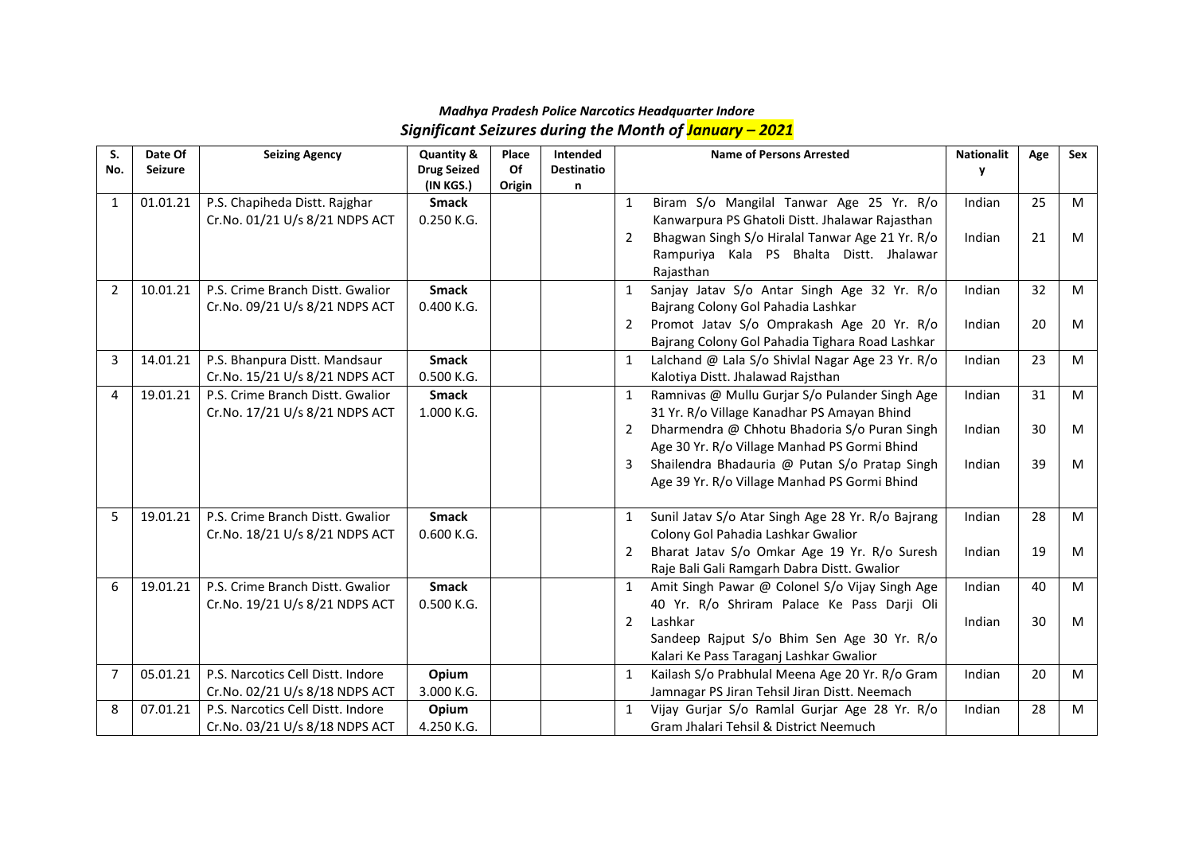### *Madhya Pradesh Police Narcotics Headquarter Indore*

## *Significant Seizures during the Month of January – 2021*

| S. No. | Date Of Seizure | Seizing Agency | Quantity & Drug Seized (IN KGS.) | Place Of Origin | Intended Destination | Name of Persons Arrested | Nationality | Age | Sex |
|---|---|---|---|---|---|---|---|---|---|
| 1 | 01.01.21 | P.S. Chapiheda Distt. Rajghar Cr.No. 01/21 U/s 8/21 NDPS ACT | **Smack** 0.250 K.G. | | | 1 Biram S/o Mangilal Tanwar Age 25 Yr. R/o Kanwarpura PS Ghatoli Distt. Jhalawar Rajasthan | Indian | 25 | M |
| | | | | | | 2 Bhagwan Singh S/o Hiralal Tanwar Age 21 Yr. R/o Rampuriya Kala PS Bhalta Distt. Jhalawar Rajasthan | Indian | 21 | M |
| 2 | 10.01.21 | P.S. Crime Branch Distt. Gwalior Cr.No. 09/21 U/s 8/21 NDPS ACT | **Smack** 0.400 K.G. | | | 1 Sanjay Jatav S/o Antar Singh Age 32 Yr. R/o Bajrang Colony Gol Pahadia Lashkar | Indian | 32 | M |
| | | | | | | 2 Promot Jatav S/o Omprakash Age 20 Yr. R/o Bajrang Colony Gol Pahadia Tighara Road Lashkar | Indian | 20 | M |
| 3 | 14.01.21 | P.S. Bhanpura Distt. Mandsaur Cr.No. 15/21 U/s 8/21 NDPS ACT | **Smack** 0.500 K.G. | | | 1 Lalchand @ Lala S/o Shivlal Nagar Age 23 Yr. R/o Kalotiya Distt. Jhalawad Rajsthan | Indian | 23 | M |
| 4 | 19.01.21 | P.S. Crime Branch Distt. Gwalior Cr.No. 17/21 U/s 8/21 NDPS ACT | **Smack** 1.000 K.G. | | | 1 Ramnivas @ Mullu Gurjar S/o Pulander Singh Age 31 Yr. R/o Village Kanadhar PS Amayan Bhind | Indian | 31 | M |
| | | | | | | 2 Dharmendra @ Chhotu Bhadoria S/o Puran Singh Age 30 Yr. R/o Village Manhad PS Gormi Bhind | Indian | 30 | M |
| | | | | | | 3 Shailendra Bhadauria @ Putan S/o Pratap Singh Age 39 Yr. R/o Village Manhad PS Gormi Bhind | Indian | 39 | M |
| 5 | 19.01.21 | P.S. Crime Branch Distt. Gwalior Cr.No. 18/21 U/s 8/21 NDPS ACT | **Smack** 0.600 K.G. | | | 1 Sunil Jatav S/o Atar Singh Age 28 Yr. R/o Bajrang Colony Gol Pahadia Lashkar Gwalior | Indian | 28 | M |
| | | | | | | 2 Bharat Jatav S/o Omkar Age 19 Yr. R/o Suresh Raje Bali Gali Ramgarh Dabra Distt. Gwalior | Indian | 19 | M |
| 6 | 19.01.21 | P.S. Crime Branch Distt. Gwalior Cr.No. 19/21 U/s 8/21 NDPS ACT | **Smack** 0.500 K.G. | | | 1 Amit Singh Pawar @ Colonel S/o Vijay Singh Age 40 Yr. R/o Shriram Palace Ke Pass Darji Oli Lashkar | Indian | 40 | M |
| | | | | | | 2 Sandeep Rajput S/o Bhim Sen Age 30 Yr. R/o Kalari Ke Pass Taraganj Lashkar Gwalior | Indian | 30 | M |
| 7 | 05.01.21 | P.S. Narcotics Cell Distt. Indore Cr.No. 02/21 U/s 8/18 NDPS ACT | **Opium** 3.000 K.G. | | | 1 Kailash S/o Prabhulal Meena Age 20 Yr. R/o Gram Jamnagar PS Jiran Tehsil Jiran Distt. Neemach | Indian | 20 | M |
| 8 | 07.01.21 | P.S. Narcotics Cell Distt. Indore Cr.No. 03/21 U/s 8/18 NDPS ACT | **Opium** 4.250 K.G. | | | 1 Vijay Gurjar S/o Ramlal Gurjar Age 28 Yr. R/o Gram Jhalari Tehsil & District Neemuch | Indian | 28 | M |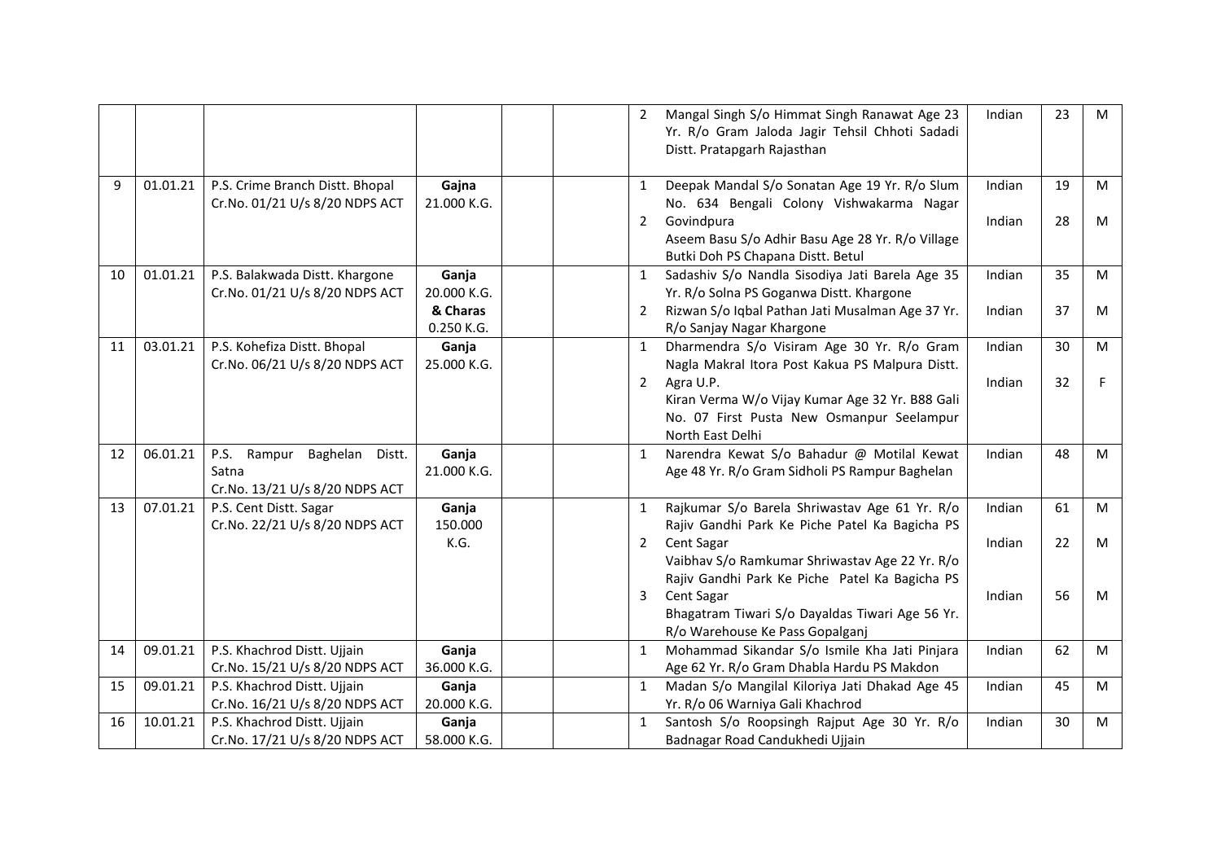|  |  |  |  |  |  |  |  |  |  |  |
|---|---|---|---|---|---|---|---|---|---|---|
|  |  |  |  |  |  | 2 | Mangal Singh S/o Himmat Singh Ranawat Age 23 Yr. R/o Gram Jaloda Jagir Tehsil Chhoti Sadadi Distt. Pratapgarh Rajasthan | Indian | 23 | M |
| 9 | 01.01.21 | P.S. Crime Branch Distt. Bhopal Cr.No. 01/21 U/s 8/20 NDPS ACT | **Gajna** 21.000 K.G. |  |  | 1 | Deepak Mandal S/o Sonatan Age 19 Yr. R/o Slum No. 634 Bengali Colony Vishwakarma Nagar Govindpura | Indian | 19 | M |
|  |  |  |  |  |  | 2 | Aseem Basu S/o Adhir Basu Age 28 Yr. R/o Village Butki Doh PS Chapana Distt. Betul | Indian | 28 | M |
| 10 | 01.01.21 | P.S. Balakwada Distt. Khargone Cr.No. 01/21 U/s 8/20 NDPS ACT | **Ganja** 20.000 K.G. **& Charas** 0.250 K.G. |  |  | 1 | Sadashiv S/o Nandla Sisodiya Jati Barela Age 35 Yr. R/o Solna PS Goganwa Distt. Khargone | Indian | 35 | M |
|  |  |  |  |  |  | 2 | Rizwan S/o Iqbal Pathan Jati Musalman Age 37 Yr. R/o Sanjay Nagar Khargone | Indian | 37 | M |
| 11 | 03.01.21 | P.S. Kohefiza Distt. Bhopal Cr.No. 06/21 U/s 8/20 NDPS ACT | **Ganja** 25.000 K.G. |  |  | 1 | Dharmendra S/o Visiram Age 30 Yr. R/o Gram Nagla Makral Itora Post Kakua PS Malpura Distt. Agra U.P. | Indian | 30 | M |
|  |  |  |  |  |  | 2 | Kiran Verma W/o Vijay Kumar Age 32 Yr. B88 Gali No. 07 First Pusta New Osmanpur Seelampur North East Delhi | Indian | 32 | F |
| 12 | 06.01.21 | P.S. Rampur Baghelan Distt. Satna Cr.No. 13/21 U/s 8/20 NDPS ACT | **Ganja** 21.000 K.G. |  |  | 1 | Narendra Kewat S/o Bahadur @ Motilal Kewat Age 48 Yr. R/o Gram Sidholi PS Rampur Baghelan | Indian | 48 | M |
| 13 | 07.01.21 | P.S. Cent Distt. Sagar Cr.No. 22/21 U/s 8/20 NDPS ACT | **Ganja** 150.000 K.G. |  |  | 1 | Rajkumar S/o Barela Shriwastav Age 61 Yr. R/o Rajiv Gandhi Park Ke Piche Patel Ka Bagicha PS Cent Sagar | Indian | 61 | M |
|  |  |  |  |  |  | 2 | Vaibhav S/o Ramkumar Shriwastav Age 22 Yr. R/o Rajiv Gandhi Park Ke Piche Patel Ka Bagicha PS Cent Sagar | Indian | 22 | M |
|  |  |  |  |  |  | 3 | Bhagatram Tiwari S/o Dayaldas Tiwari Age 56 Yr. R/o Warehouse Ke Pass Gopalganj | Indian | 56 | M |
| 14 | 09.01.21 | P.S. Khachrod Distt. Ujjain Cr.No. 15/21 U/s 8/20 NDPS ACT | **Ganja** 36.000 K.G. |  |  | 1 | Mohammad Sikandar S/o Ismile Kha Jati Pinjara Age 62 Yr. R/o Gram Dhabla Hardu PS Makdon | Indian | 62 | M |
| 15 | 09.01.21 | P.S. Khachrod Distt. Ujjain Cr.No. 16/21 U/s 8/20 NDPS ACT | **Ganja** 20.000 K.G. |  |  | 1 | Madan S/o Mangilal Kiloriya Jati Dhakad Age 45 Yr. R/o 06 Warniya Gali Khachrod | Indian | 45 | M |
| 16 | 10.01.21 | P.S. Khachrod Distt. Ujjain Cr.No. 17/21 U/s 8/20 NDPS ACT | **Ganja** 58.000 K.G. |  |  | 1 | Santosh S/o Roopsingh Rajput Age 30 Yr. R/o Badnagar Road Candukhedi Ujjain | Indian | 30 | M |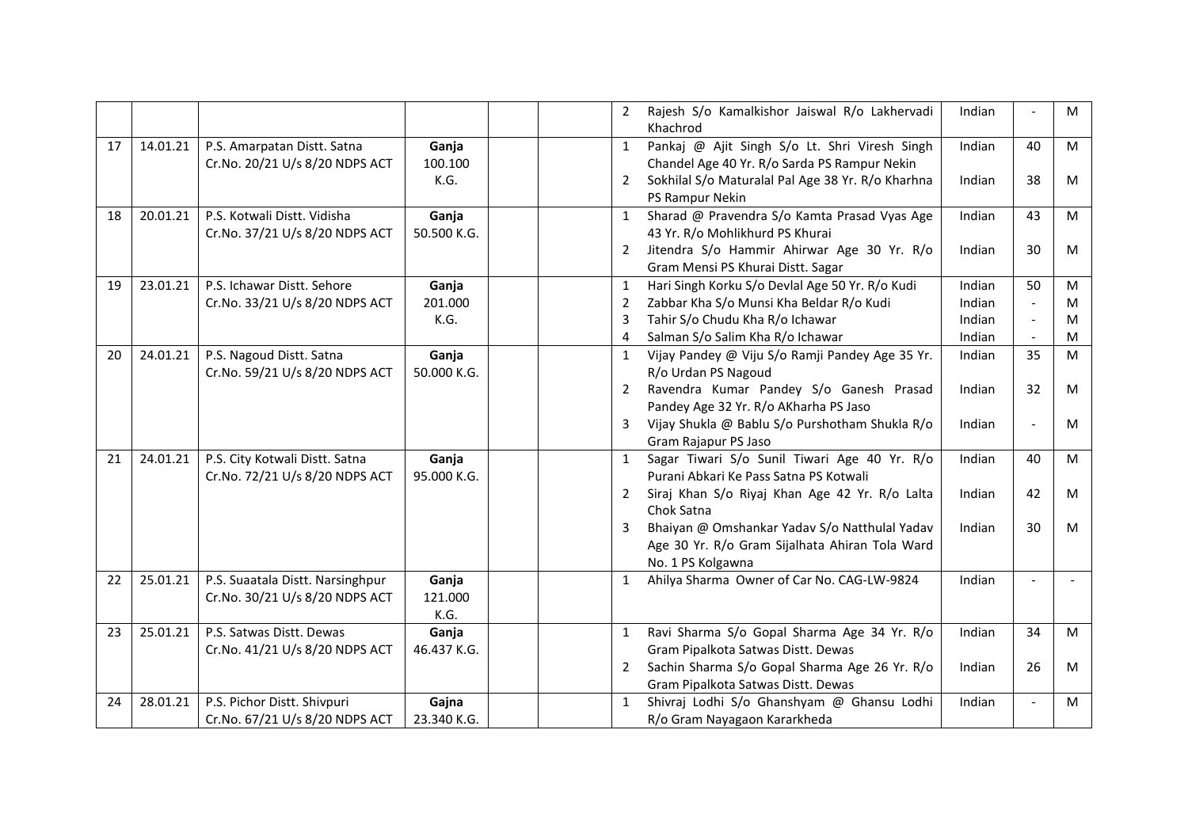|  |  |  |  |  |  |  |  |  |  |  |
|---|---|---|---|---|---|---|---|---|---|---|
|  |  |  |  |  |  | 2 | Rajesh S/o Kamalkishor Jaiswal R/o Lakhervadi Khachrod | Indian | - | M |
| 17 | 14.01.21 | P.S. Amarpatan Distt. Satna Cr.No. 20/21 U/s 8/20 NDPS ACT | **Ganja** 100.100 K.G. |  |  | 1 | Pankaj @ Ajit Singh S/o Lt. Shri Viresh Singh Chandel Age 40 Yr. R/o Sarda PS Rampur Nekin | Indian | 40 | M |
|  |  |  |  |  |  | 2 | Sokhilal S/o Maturalal Pal Age 38 Yr. R/o Kharhna PS Rampur Nekin | Indian | 38 | M |
| 18 | 20.01.21 | P.S. Kotwali Distt. Vidisha Cr.No. 37/21 U/s 8/20 NDPS ACT | **Ganja** 50.500 K.G. |  |  | 1 | Sharad @ Pravendra S/o Kamta Prasad Vyas Age 43 Yr. R/o Mohlikhurd PS Khurai | Indian | 43 | M |
|  |  |  |  |  |  | 2 | Jitendra S/o Hammir Ahirwar Age 30 Yr. R/o Gram Mensi PS Khurai Distt. Sagar | Indian | 30 | M |
| 19 | 23.01.21 | P.S. Ichawar Distt. Sehore Cr.No. 33/21 U/s 8/20 NDPS ACT | **Ganja** 201.000 K.G. |  |  | 1 | Hari Singh Korku S/o Devlal Age 50 Yr. R/o Kudi | Indian | 50 | M |
|  |  |  |  |  |  | 2 | Zabbar Kha S/o Munsi Kha Beldar R/o Kudi | Indian | - | M |
|  |  |  |  |  |  | 3 | Tahir S/o Chudu Kha R/o Ichawar | Indian | - | M |
|  |  |  |  |  |  | 4 | Salman S/o Salim Kha R/o Ichawar | Indian | - | M |
| 20 | 24.01.21 | P.S. Nagoud Distt. Satna Cr.No. 59/21 U/s 8/20 NDPS ACT | **Ganja** 50.000 K.G. |  |  | 1 | Vijay Pandey @ Viju S/o Ramji Pandey Age 35 Yr. R/o Urdan PS Nagoud | Indian | 35 | M |
|  |  |  |  |  |  | 2 | Ravendra Kumar Pandey S/o Ganesh Prasad Pandey Age 32 Yr. R/o AKharha PS Jaso | Indian | 32 | M |
|  |  |  |  |  |  | 3 | Vijay Shukla @ Bablu S/o Purshotham Shukla R/o Gram Rajapur PS Jaso | Indian | - | M |
| 21 | 24.01.21 | P.S. City Kotwali Distt. Satna Cr.No. 72/21 U/s 8/20 NDPS ACT | **Ganja** 95.000 K.G. |  |  | 1 | Sagar Tiwari S/o Sunil Tiwari Age 40 Yr. R/o Purani Abkari Ke Pass Satna PS Kotwali | Indian | 40 | M |
|  |  |  |  |  |  | 2 | Siraj Khan S/o Riyaj Khan Age 42 Yr. R/o Lalta Chok Satna | Indian | 42 | M |
|  |  |  |  |  |  | 3 | Bhaiyan @ Omshankar Yadav S/o Natthulal Yadav Age 30 Yr. R/o Gram Sijalhata Ahiran Tola Ward No. 1 PS Kolgawna | Indian | 30 | M |
| 22 | 25.01.21 | P.S. Suaatala Distt. Narsinghpur Cr.No. 30/21 U/s 8/20 NDPS ACT | **Ganja** 121.000 K.G. |  |  | 1 | Ahilya Sharma Owner of Car No. CAG-LW-9824 | Indian | - | - |
| 23 | 25.01.21 | P.S. Satwas Distt. Dewas Cr.No. 41/21 U/s 8/20 NDPS ACT | **Ganja** 46.437 K.G. |  |  | 1 | Ravi Sharma S/o Gopal Sharma Age 34 Yr. R/o Gram Pipalkota Satwas Distt. Dewas | Indian | 34 | M |
|  |  |  |  |  |  | 2 | Sachin Sharma S/o Gopal Sharma Age 26 Yr. R/o Gram Pipalkota Satwas Distt. Dewas | Indian | 26 | M |
| 24 | 28.01.21 | P.S. Pichor Distt. Shivpuri Cr.No. 67/21 U/s 8/20 NDPS ACT | **Gajna** 23.340 K.G. |  |  | 1 | Shivraj Lodhi S/o Ghanshyam @ Ghansu Lodhi R/o Gram Nayagaon Kararkheda | Indian | - | M |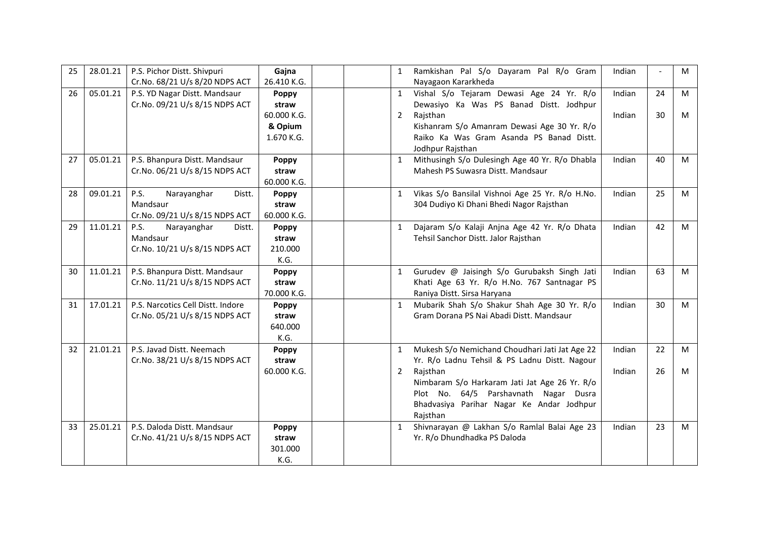| 25 | 28.01.21 | P.S. Pichor Distt. Shivpuri Cr.No. 68/21 U/s 8/20 NDPS ACT | **Gajna** 26.410 K.G. | | | 1 | Ramkishan Pal S/o Dayaram Pal R/o Gram Nayagaon Kararkheda | Indian | - | M |
|---|---|---|---|---|---|---|---|---|---|---|
| 26 | 05.01.21 | P.S. YD Nagar Distt. Mandsaur Cr.No. 09/21 U/s 8/15 NDPS ACT | **Poppy straw** 60.000 K.G. **& Opium** 1.670 K.G. | | | 1<br>2 | Vishal S/o Tejaram Dewasi Age 24 Yr. R/o Dewasiyo Ka Was PS Banad Distt. Jodhpur Rajsthan<br>Kishanram S/o Amanram Dewasi Age 30 Yr. R/o Raiko Ka Was Gram Asanda PS Banad Distt. Jodhpur Rajsthan | Indian<br>Indian | 24<br>30 | M<br>M |
| 27 | 05.01.21 | P.S. Bhanpura Distt. Mandsaur Cr.No. 06/21 U/s 8/15 NDPS ACT | **Poppy straw** 60.000 K.G. | | | 1 | Mithusingh S/o Dulesingh Age 40 Yr. R/o Dhabla Mahesh PS Suwasra Distt. Mandsaur | Indian | 40 | M |
| 28 | 09.01.21 | P.S. Narayanghar Distt. Mandsaur Cr.No. 09/21 U/s 8/15 NDPS ACT | **Poppy straw** 60.000 K.G. | | | 1 | Vikas S/o Bansilal Vishnoi Age 25 Yr. R/o H.No. 304 Dudiyo Ki Dhani Bhedi Nagor Rajsthan | Indian | 25 | M |
| 29 | 11.01.21 | P.S. Narayanghar Distt. Mandsaur Cr.No. 10/21 U/s 8/15 NDPS ACT | **Poppy straw** 210.000 K.G. | | | 1 | Dajaram S/o Kalaji Anjna Age 42 Yr. R/o Dhata Tehsil Sanchor Distt. Jalor Rajsthan | Indian | 42 | M |
| 30 | 11.01.21 | P.S. Bhanpura Distt. Mandsaur Cr.No. 11/21 U/s 8/15 NDPS ACT | **Poppy straw** 70.000 K.G. | | | 1 | Gurudev @ Jaisingh S/o Gurubaksh Singh Jati Khati Age 63 Yr. R/o H.No. 767 Santnagar PS Raniya Distt. Sirsa Haryana | Indian | 63 | M |
| 31 | 17.01.21 | P.S. Narcotics Cell Distt. Indore Cr.No. 05/21 U/s 8/15 NDPS ACT | **Poppy straw** 640.000 K.G. | | | 1 | Mubarik Shah S/o Shakur Shah Age 30 Yr. R/o Gram Dorana PS Nai Abadi Distt. Mandsaur | Indian | 30 | M |
| 32 | 21.01.21 | P.S. Javad Distt. Neemach Cr.No. 38/21 U/s 8/15 NDPS ACT | **Poppy straw** 60.000 K.G. | | | 1<br>2 | Mukesh S/o Nemichand Choudhari Jati Jat Age 22 Yr. R/o Ladnu Tehsil & PS Ladnu Distt. Nagour Rajsthan<br>Nimbaram S/o Harkaram Jati Jat Age 26 Yr. R/o Plot No. 64/5 Parshavnath Nagar Dusra Bhadvasiya Parihar Nagar Ke Andar Jodhpur Rajsthan | Indian<br>Indian | 22<br>26 | M<br>M |
| 33 | 25.01.21 | P.S. Daloda Distt. Mandsaur Cr.No. 41/21 U/s 8/15 NDPS ACT | **Poppy straw** 301.000 K.G. | | | 1 | Shivnarayan @ Lakhan S/o Ramlal Balai Age 23 Yr. R/o Dhundhadka PS Daloda | Indian | 23 | M |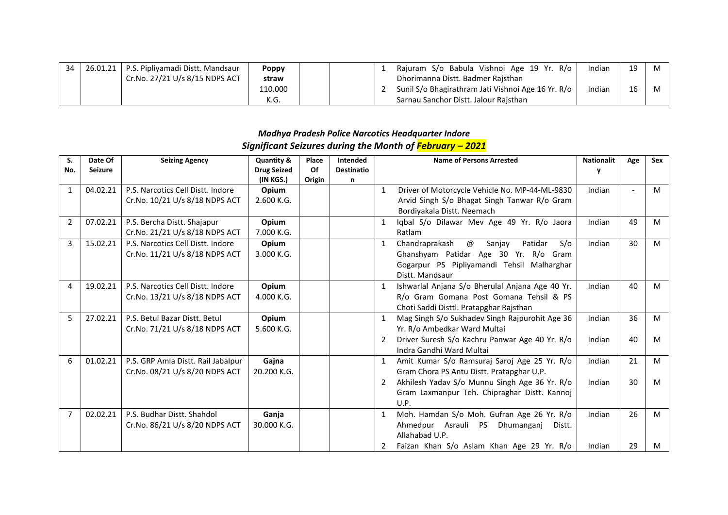| 34 | 26.01.21 | P.S. Pipliyamadi Distt. Mandsaur Cr.No. 27/21 U/s 8/15 NDPS ACT | **Poppy straw** 110.000 K.G. | | | 1 | Rajuram S/o Babula Vishnoi Age 19 Yr. R/o Dhorimanna Distt. Badmer Rajsthan | Indian | 19 | M |
|---|---|---|---|---|---|---|---|---|---|---|
| | | | | | | 2 | Sunil S/o Bhagirathram Jati Vishnoi Age 16 Yr. R/o Sarnau Sanchor Distt. Jalour Rajsthan | Indian | 16 | M |

## *Madhya Pradesh Police Narcotics Headquarter Indore*
## *Significant Seizures during the Month of February – 2021*

| S. No. | Date Of Seizure | Seizing Agency | Quantity & Drug Seized (IN KGS.) | Place Of Origin | Intended Destination | | Name of Persons Arrested | Nationality | Age | Sex |
|---|---|---|---|---|---|---|---|---|---|---|
| 1 | 04.02.21 | P.S. Narcotics Cell Distt. Indore Cr.No. 10/21 U/s 8/18 NDPS ACT | **Opium** 2.600 K.G. | | | 1 | Driver of Motorcycle Vehicle No. MP-44-ML-9830 Arvid Singh S/o Bhagat Singh Tanwar R/o Gram Bordiyakala Distt. Neemach | Indian | - | M |
| 2 | 07.02.21 | P.S. Bercha Distt. Shajapur Cr.No. 21/21 U/s 8/18 NDPS ACT | **Opium** 7.000 K.G. | | | 1 | Iqbal S/o Dilawar Mev Age 49 Yr. R/o Jaora Ratlam | Indian | 49 | M |
| 3 | 15.02.21 | P.S. Narcotics Cell Distt. Indore Cr.No. 11/21 U/s 8/18 NDPS ACT | **Opium** 3.000 K.G. | | | 1 | Chandraprakash @ Sanjay Patidar S/o Ghanshyam Patidar Age 30 Yr. R/o Gram Gogarpur PS Pipliyamandi Tehsil Malharghar Distt. Mandsaur | Indian | 30 | M |
| 4 | 19.02.21 | P.S. Narcotics Cell Distt. Indore Cr.No. 13/21 U/s 8/18 NDPS ACT | **Opium** 4.000 K.G. | | | 1 | Ishwarlal Anjana S/o Bherulal Anjana Age 40 Yr. R/o Gram Gomana Post Gomana Tehsil & PS Choti Saddi Disttl. Pratapghar Rajsthan | Indian | 40 | M |
| 5 | 27.02.21 | P.S. Betul Bazar Distt. Betul Cr.No. 71/21 U/s 8/18 NDPS ACT | **Opium** 5.600 K.G. | | | 1 | Mag Singh S/o Sukhadev Singh Rajpurohit Age 36 Yr. R/o Ambedkar Ward Multai | Indian | 36 | M |
| | | | | | | 2 | Driver Suresh S/o Kachru Panwar Age 40 Yr. R/o Indra Gandhi Ward Multai | Indian | 40 | M |
| 6 | 01.02.21 | P.S. GRP Amla Distt. Rail Jabalpur Cr.No. 08/21 U/s 8/20 NDPS ACT | **Gajna** 20.200 K.G. | | | 1 | Amit Kumar S/o Ramsuraj Saroj Age 25 Yr. R/o Gram Chora PS Antu Distt. Pratapghar U.P. | Indian | 21 | M |
| | | | | | | 2 | Akhilesh Yadav S/o Munnu Singh Age 36 Yr. R/o Gram Laxmanpur Teh. Chipraghar Distt. Kannoj U.P. | Indian | 30 | M |
| 7 | 02.02.21 | P.S. Budhar Distt. Shahdol Cr.No. 86/21 U/s 8/20 NDPS ACT | **Ganja** 30.000 K.G. | | | 1 | Moh. Hamdan S/o Moh. Gufran Age 26 Yr. R/o Ahmedpur Asrauli PS Dhumanganj Distt. Allahabad U.P. | Indian | 26 | M |
| | | | | | | 2 | Faizan Khan S/o Aslam Khan Age 29 Yr. R/o | Indian | 29 | M |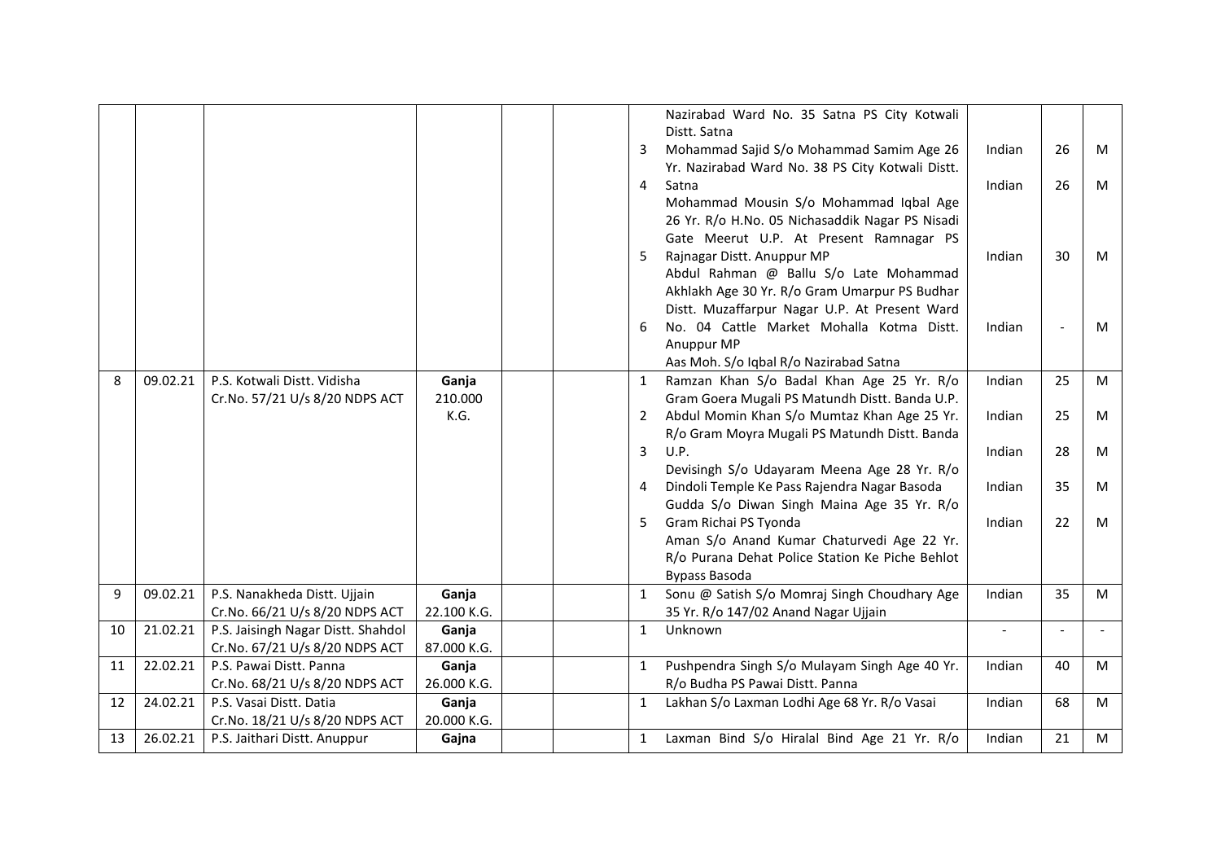| | | | | | | | | | | |
|---|---|---|---|---|---|---|---|---|---|---|
| | | | | | | | Nazirabad Ward No. 35 Satna PS City Kotwali Distt. Satna | | | |
| | | | | | | 3 | Mohammad Sajid S/o Mohammad Samim Age 26 Yr. Nazirabad Ward No. 38 PS City Kotwali Distt. Satna | Indian | 26 | M |
| | | | | | | 4 | Mohammad Mousin S/o Mohammad Iqbal Age 26 Yr. R/o H.No. 05 Nichasaddik Nagar PS Nisadi Gate Meerut U.P. At Present Ramnagar PS Rajnagar Distt. Anuppur MP | Indian | 26 | M |
| | | | | | | 5 | Abdul Rahman @ Ballu S/o Late Mohammad Akhlakh Age 30 Yr. R/o Gram Umarpur PS Budhar Distt. Muzaffarpur Nagar U.P. At Present Ward No. 04 Cattle Market Mohalla Kotma Distt. Anuppur MP | Indian | 30 | M |
| | | | | | | 6 | Aas Moh. S/o Iqbal R/o Nazirabad Satna | Indian | - | M |
| 8 | 09.02.21 | P.S. Kotwali Distt. Vidisha Cr.No. 57/21 U/s 8/20 NDPS ACT | **Ganja** 210.000 K.G. | | | 1 | Ramzan Khan S/o Badal Khan Age 25 Yr. R/o Gram Goera Mugali PS Matundh Distt. Banda U.P. | Indian | 25 | M |
| | | | | | | 2 | Abdul Momin Khan S/o Mumtaz Khan Age 25 Yr. R/o Gram Moyra Mugali PS Matundh Distt. Banda U.P. | Indian | 25 | M |
| | | | | | | 3 | Devisingh S/o Udayaram Meena Age 28 Yr. R/o Dindoli Temple Ke Pass Rajendra Nagar Basoda | Indian | 28 | M |
| | | | | | | 4 | Gudda S/o Diwan Singh Maina Age 35 Yr. R/o Gram Richai PS Tyonda | Indian | 35 | M |
| | | | | | | 5 | Aman S/o Anand Kumar Chaturvedi Age 22 Yr. R/o Purana Dehat Police Station Ke Piche Behlot Bypass Basoda | Indian | 22 | M |
| 9 | 09.02.21 | P.S. Nanakheda Distt. Ujjain Cr.No. 66/21 U/s 8/20 NDPS ACT | **Ganja** 22.100 K.G. | | | 1 | Sonu @ Satish S/o Momraj Singh Choudhary Age 35 Yr. R/o 147/02 Anand Nagar Ujjain | Indian | 35 | M |
| 10 | 21.02.21 | P.S. Jaisingh Nagar Distt. Shahdol Cr.No. 67/21 U/s 8/20 NDPS ACT | **Ganja** 87.000 K.G. | | | 1 | Unknown | - | - | - |
| 11 | 22.02.21 | P.S. Pawai Distt. Panna Cr.No. 68/21 U/s 8/20 NDPS ACT | **Ganja** 26.000 K.G. | | | 1 | Pushpendra Singh S/o Mulayam Singh Age 40 Yr. R/o Budha PS Pawai Distt. Panna | Indian | 40 | M |
| 12 | 24.02.21 | P.S. Vasai Distt. Datia Cr.No. 18/21 U/s 8/20 NDPS ACT | **Ganja** 20.000 K.G. | | | 1 | Lakhan S/o Laxman Lodhi Age 68 Yr. R/o Vasai | Indian | 68 | M |
| 13 | 26.02.21 | P.S. Jaithari Distt. Anuppur | **Gajna** | | | 1 | Laxman Bind S/o Hiralal Bind Age 21 Yr. R/o | Indian | 21 | M |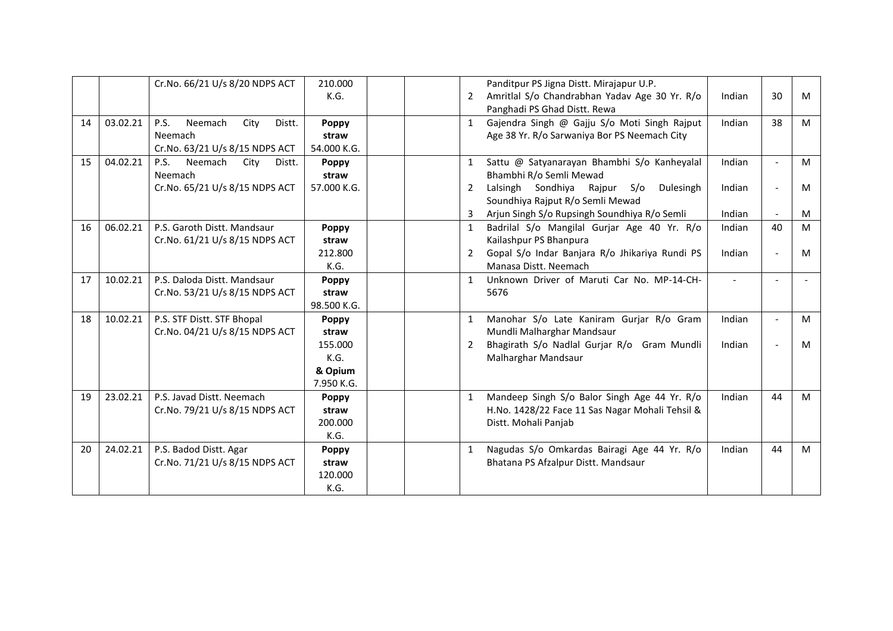|  |  |  |  |  |  |  |  |  |  |  |
|---|---|---|---|---|---|---|---|---|---|---|
|  |  | Cr.No. 66/21 U/s 8/20 NDPS ACT | 210.000 K.G. |  |  |  | Panditpur PS Jigna Distt. Mirajapur U.P. |  |  |  |
|  |  |  |  |  |  | 2 | Amritlal S/o Chandrabhan Yadav Age 30 Yr. R/o Panghadi PS Ghad Distt. Rewa | Indian | 30 | M |
| 14 | 03.02.21 | P.S. Neemach City Distt. Neemach Cr.No. 63/21 U/s 8/15 NDPS ACT | **Poppy straw** 54.000 K.G. |  |  | 1 | Gajendra Singh @ Gajju S/o Moti Singh Rajput Age 38 Yr. R/o Sarwaniya Bor PS Neemach City | Indian | 38 | M |
| 15 | 04.02.21 | P.S. Neemach City Distt. Neemach Cr.No. 65/21 U/s 8/15 NDPS ACT | **Poppy straw** 57.000 K.G. |  |  | 1 | Sattu @ Satyanarayan Bhambhi S/o Kanheyalal Bhambhi R/o Semli Mewad | Indian | - | M |
|  |  |  |  |  |  | 2 | Lalsingh Sondhiya Rajpur S/o Dulesingh Soundhiya Rajput R/o Semli Mewad | Indian | - | M |
|  |  |  |  |  |  | 3 | Arjun Singh S/o Rupsingh Soundhiya R/o Semli | Indian | - | M |
| 16 | 06.02.21 | P.S. Garoth Distt. Mandsaur Cr.No. 61/21 U/s 8/15 NDPS ACT | **Poppy straw** 212.800 K.G. |  |  | 1 | Badrilal S/o Mangilal Gurjar Age 40 Yr. R/o Kailashpur PS Bhanpura | Indian | 40 | M |
|  |  |  |  |  |  | 2 | Gopal S/o Indar Banjara R/o Jhikariya Rundi PS Manasa Distt. Neemach | Indian | - | M |
| 17 | 10.02.21 | P.S. Daloda Distt. Mandsaur Cr.No. 53/21 U/s 8/15 NDPS ACT | **Poppy straw** 98.500 K.G. |  |  | 1 | Unknown Driver of Maruti Car No. MP-14-CH-5676 | - | - | - |
| 18 | 10.02.21 | P.S. STF Distt. STF Bhopal Cr.No. 04/21 U/s 8/15 NDPS ACT | **Poppy straw** 155.000 K.G. **& Opium** 7.950 K.G. |  |  | 1 | Manohar S/o Late Kaniram Gurjar R/o Gram Mundli Malharghar Mandsaur | Indian | - | M |
|  |  |  |  |  |  | 2 | Bhagirath S/o Nadlal Gurjar R/o Gram Mundli Malharghar Mandsaur | Indian | - | M |
| 19 | 23.02.21 | P.S. Javad Distt. Neemach Cr.No. 79/21 U/s 8/15 NDPS ACT | **Poppy straw** 200.000 K.G. |  |  | 1 | Mandeep Singh S/o Balor Singh Age 44 Yr. R/o H.No. 1428/22 Face 11 Sas Nagar Mohali Tehsil & Distt. Mohali Panjab | Indian | 44 | M |
| 20 | 24.02.21 | P.S. Badod Distt. Agar Cr.No. 71/21 U/s 8/15 NDPS ACT | **Poppy straw** 120.000 K.G. |  |  | 1 | Nagudas S/o Omkardas Bairagi Age 44 Yr. R/o Bhatana PS Afzalpur Distt. Mandsaur | Indian | 44 | M |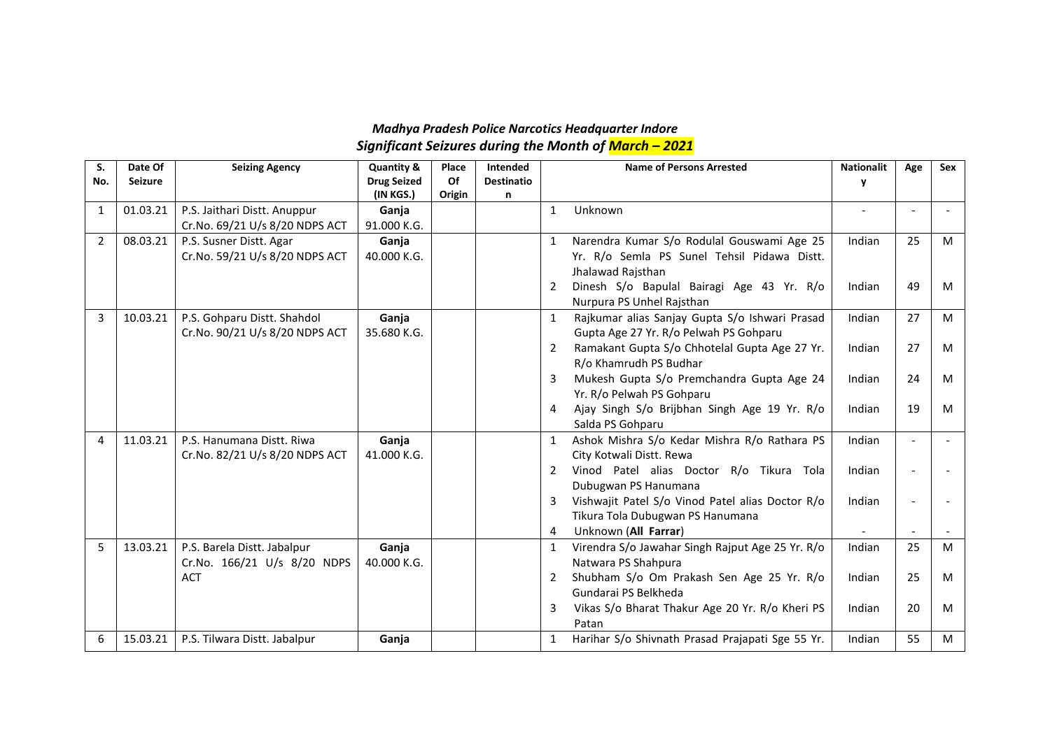***Madhya Pradesh Police Narcotics Headquarter Indore***

***Significant Seizures during the Month of March – 2021***

| S. No. | Date Of Seizure | Seizing Agency | Quantity & Drug Seized (IN KGS.) | Place Of Origin | Intended Destination | | Name of Persons Arrested | Nationality | Age | Sex |
|---|---|---|---|---|---|---|---|---|---|---|
| 1 | 01.03.21 | P.S. Jaithari Distt. Anuppur Cr.No. 69/21 U/s 8/20 NDPS ACT | **Ganja** 91.000 K.G. | | | 1 | Unknown | - | - | - |
| 2 | 08.03.21 | P.S. Susner Distt. Agar Cr.No. 59/21 U/s 8/20 NDPS ACT | **Ganja** 40.000 K.G. | | | 1 | Narendra Kumar S/o Rodulal Gouswami Age 25 Yr. R/o Semla PS Sunel Tehsil Pidawa Distt. Jhalawad Rajsthan | Indian | 25 | M |
| | | | | | | 2 | Dinesh S/o Bapulal Bairagi Age 43 Yr. R/o Nurpura PS Unhel Rajsthan | Indian | 49 | M |
| 3 | 10.03.21 | P.S. Gohparu Distt. Shahdol Cr.No. 90/21 U/s 8/20 NDPS ACT | **Ganja** 35.680 K.G. | | | 1 | Rajkumar alias Sanjay Gupta S/o Ishwari Prasad Gupta Age 27 Yr. R/o Pelwah PS Gohparu | Indian | 27 | M |
| | | | | | | 2 | Ramakant Gupta S/o Chhotelal Gupta Age 27 Yr. R/o Khamrudh PS Budhar | Indian | 27 | M |
| | | | | | | 3 | Mukesh Gupta S/o Premchandra Gupta Age 24 Yr. R/o Pelwah PS Gohparu | Indian | 24 | M |
| | | | | | | 4 | Ajay Singh S/o Brijbhan Singh Age 19 Yr. R/o Salda PS Gohparu | Indian | 19 | M |
| 4 | 11.03.21 | P.S. Hanumana Distt. Riwa Cr.No. 82/21 U/s 8/20 NDPS ACT | **Ganja** 41.000 K.G. | | | 1 | Ashok Mishra S/o Kedar Mishra R/o Rathara PS City Kotwali Distt. Rewa | Indian | - | - |
| | | | | | | 2 | Vinod Patel alias Doctor R/o Tikura Tola Dubugwan PS Hanumana | Indian | - | - |
| | | | | | | 3 | Vishwajit Patel S/o Vinod Patel alias Doctor R/o Tikura Tola Dubugwan PS Hanumana | Indian | - | - |
| | | | | | | 4 | Unknown (**All Farrar**) | - | - | - |
| 5 | 13.03.21 | P.S. Barela Distt. Jabalpur Cr.No. 166/21 U/s 8/20 NDPS ACT | **Ganja** 40.000 K.G. | | | 1 | Virendra S/o Jawahar Singh Rajput Age 25 Yr. R/o Natwara PS Shahpura | Indian | 25 | M |
| | | | | | | 2 | Shubham S/o Om Prakash Sen Age 25 Yr. R/o Gundarai PS Belkheda | Indian | 25 | M |
| | | | | | | 3 | Vikas S/o Bharat Thakur Age 20 Yr. R/o Kheri PS Patan | Indian | 20 | M |
| 6 | 15.03.21 | P.S. Tilwara Distt. Jabalpur | **Ganja** | | | 1 | Harihar S/o Shivnath Prasad Prajapati Sge 55 Yr. | Indian | 55 | M |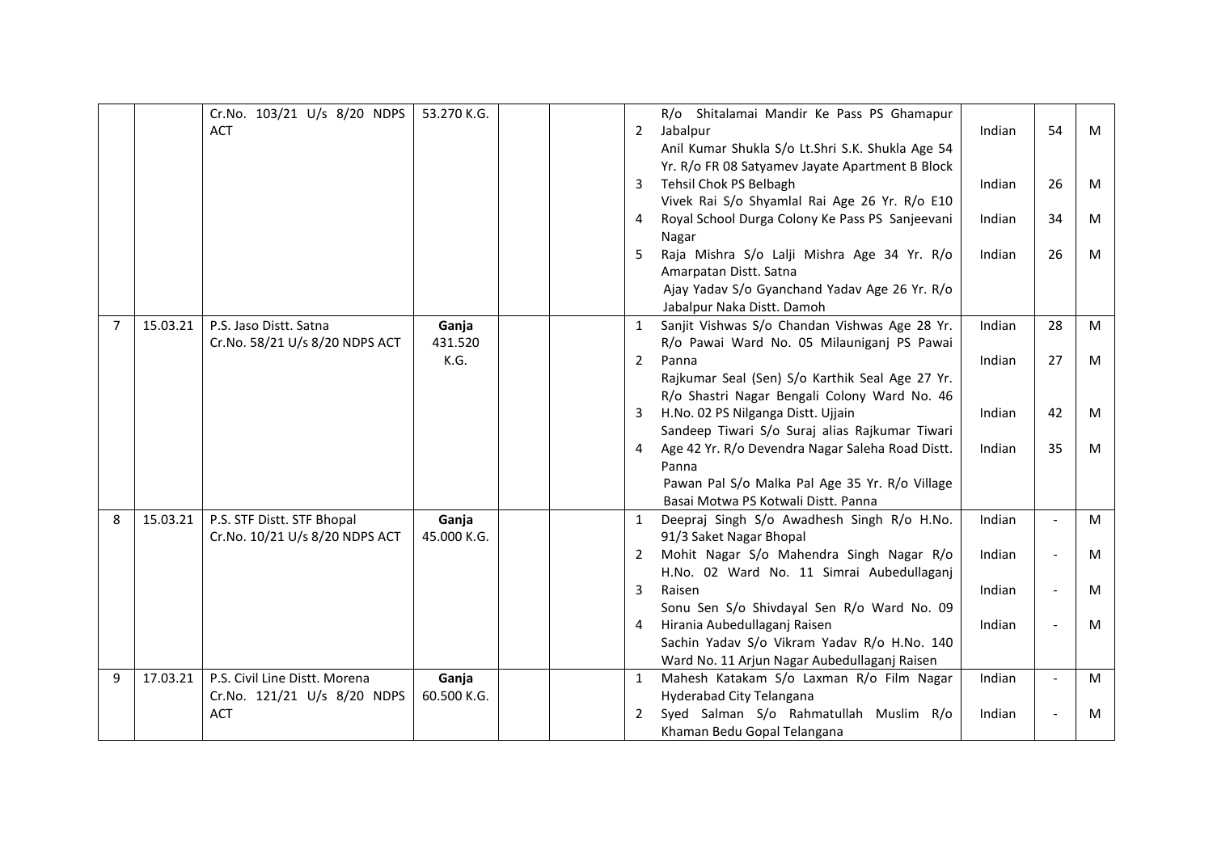|  |  |  |  |  |  |  |  |  |  |  |
|---|---|---|---|---|---|---|---|---|---|---|
|  |  | Cr.No. 103/21 U/s 8/20 NDPS ACT | 53.270 K.G. |  |  | 2<br>3<br>4<br>5 | R/o Shitalamai Mandir Ke Pass PS Ghamapur Jabalpur<br>Anil Kumar Shukla S/o Lt.Shri S.K. Shukla Age 54 Yr. R/o FR 08 Satyamev Jayate Apartment B Block Tehsil Chok PS Belbagh<br>Vivek Rai S/o Shyamlal Rai Age 26 Yr. R/o E10 Royal School Durga Colony Ke Pass PS Sanjeevani Nagar<br>Raja Mishra S/o Lalji Mishra Age 34 Yr. R/o Amarpatan Distt. Satna<br>Ajay Yadav S/o Gyanchand Yadav Age 26 Yr. R/o Jabalpur Naka Distt. Damoh | Indian<br>Indian<br>Indian<br>Indian | 54<br>26<br>34<br>26 | M<br>M<br>M<br>M |
| 7 | 15.03.21 | P.S. Jaso Distt. Satna<br>Cr.No. 58/21 U/s 8/20 NDPS ACT | **Ganja** 431.520 K.G. |  |  | 1<br>2<br>3<br>4 | Sanjit Vishwas S/o Chandan Vishwas Age 28 Yr. R/o Pawai Ward No. 05 Milauniganj PS Pawai Panna<br>Rajkumar Seal (Sen) S/o Karthik Seal Age 27 Yr. R/o Shastri Nagar Bengali Colony Ward No. 46 H.No. 02 PS Nilganga Distt. Ujjain<br>Sandeep Tiwari S/o Suraj alias Rajkumar Tiwari Age 42 Yr. R/o Devendra Nagar Saleha Road Distt. Panna<br>Pawan Pal S/o Malka Pal Age 35 Yr. R/o Village Basai Motwa PS Kotwali Distt. Panna | Indian<br>Indian<br>Indian<br>Indian | 28<br>27<br>42<br>35 | M<br>M<br>M<br>M |
| 8 | 15.03.21 | P.S. STF Distt. STF Bhopal<br>Cr.No. 10/21 U/s 8/20 NDPS ACT | **Ganja** 45.000 K.G. |  |  | 1<br>2<br>3<br>4 | Deepraj Singh S/o Awadhesh Singh R/o H.No. 91/3 Saket Nagar Bhopal<br>Mohit Nagar S/o Mahendra Singh Nagar R/o H.No. 02 Ward No. 11 Simrai Aubedullaganj Raisen<br>Sonu Sen S/o Shivdayal Sen R/o Ward No. 09 Hirania Aubedullaganj Raisen<br>Sachin Yadav S/o Vikram Yadav R/o H.No. 140 Ward No. 11 Arjun Nagar Aubedullaganj Raisen | Indian<br>Indian<br>Indian<br>Indian | -<br>-<br>-<br>- | M<br>M<br>M<br>M |
| 9 | 17.03.21 | P.S. Civil Line Distt. Morena<br>Cr.No. 121/21 U/s 8/20 NDPS ACT | **Ganja** 60.500 K.G. |  |  | 1<br>2 | Mahesh Katakam S/o Laxman R/o Film Nagar Hyderabad City Telangana<br>Syed Salman S/o Rahmatullah Muslim R/o Khaman Bedu Gopal Telangana | Indian<br>Indian | -<br>- | M<br>M |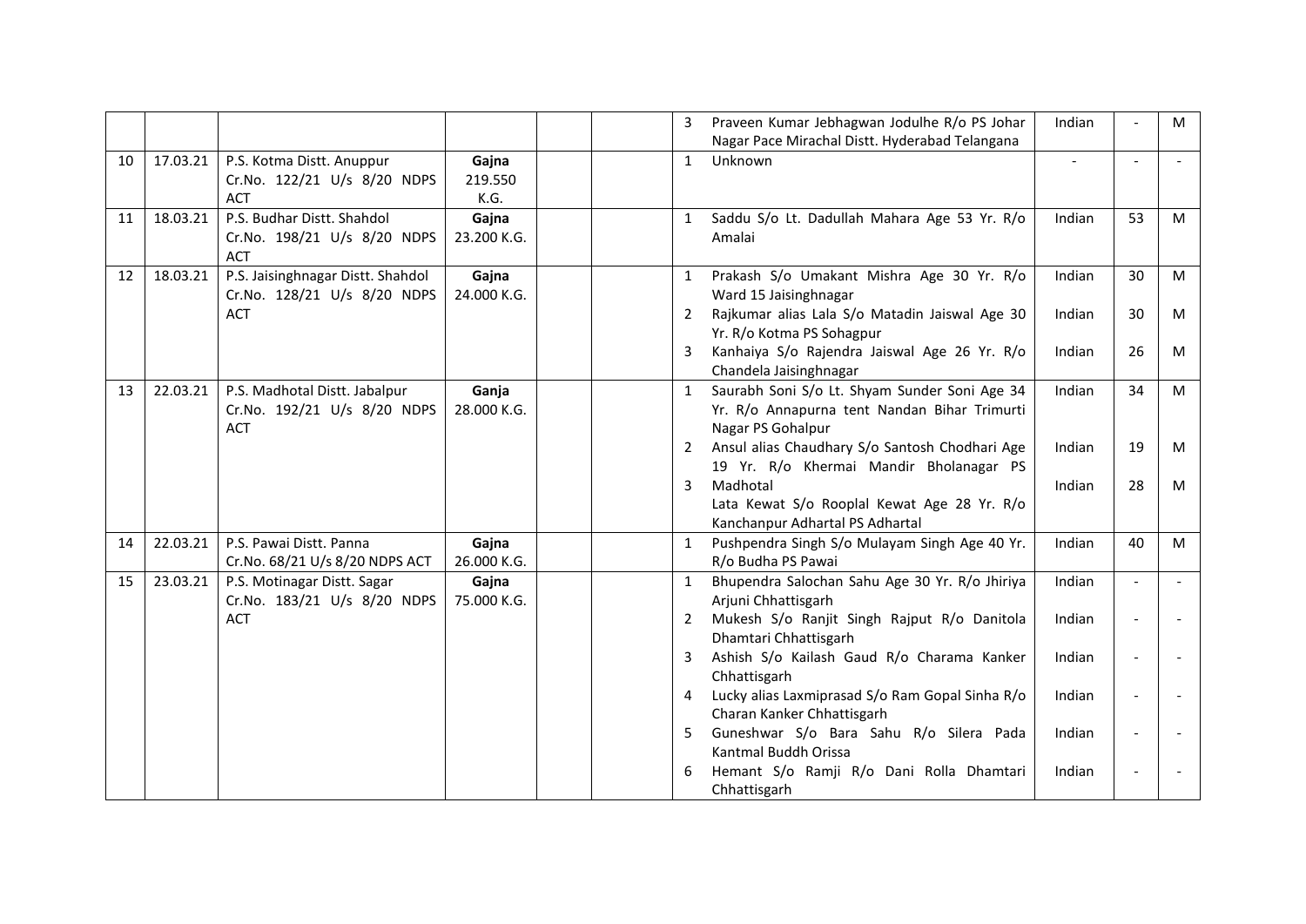| | | | | | | | | | | |
|---|---|---|---|---|---|---|---|---|---|---|
| | | | | | | 3 | Praveen Kumar Jebhagwan Jodulhe R/o PS Johar Nagar Pace Mirachal Distt. Hyderabad Telangana | Indian | - | M |
| 10 | 17.03.21 | P.S. Kotma Distt. Anuppur Cr.No. 122/21 U/s 8/20 NDPS ACT | **Gajna** 219.550 K.G. | | | 1 | Unknown | - | - | - |
| 11 | 18.03.21 | P.S. Budhar Distt. Shahdol Cr.No. 198/21 U/s 8/20 NDPS ACT | **Gajna** 23.200 K.G. | | | 1 | Saddu S/o Lt. Dadullah Mahara Age 53 Yr. R/o Amalai | Indian | 53 | M |
| 12 | 18.03.21 | P.S. Jaisinghnagar Distt. Shahdol Cr.No. 128/21 U/s 8/20 NDPS ACT | **Gajna** 24.000 K.G. | | | 1 | Prakash S/o Umakant Mishra Age 30 Yr. R/o Ward 15 Jaisinghnagar | Indian | 30 | M |
| | | | | | | 2 | Rajkumar alias Lala S/o Matadin Jaiswal Age 30 Yr. R/o Kotma PS Sohagpur | Indian | 30 | M |
| | | | | | | 3 | Kanhaiya S/o Rajendra Jaiswal Age 26 Yr. R/o Chandela Jaisinghnagar | Indian | 26 | M |
| 13 | 22.03.21 | P.S. Madhotal Distt. Jabalpur Cr.No. 192/21 U/s 8/20 NDPS ACT | **Ganja** 28.000 K.G. | | | 1 | Saurabh Soni S/o Lt. Shyam Sunder Soni Age 34 Yr. R/o Annapurna tent Nandan Bihar Trimurti Nagar PS Gohalpur | Indian | 34 | M |
| | | | | | | 2 | Ansul alias Chaudhary S/o Santosh Chodhari Age 19 Yr. R/o Khermai Mandir Bholanagar PS Madhotal | Indian | 19 | M |
| | | | | | | 3 | Lata Kewat S/o Rooplal Kewat Age 28 Yr. R/o Kanchanpur Adhartal PS Adhartal | Indian | 28 | M |
| 14 | 22.03.21 | P.S. Pawai Distt. Panna Cr.No. 68/21 U/s 8/20 NDPS ACT | **Gajna** 26.000 K.G. | | | 1 | Pushpendra Singh S/o Mulayam Singh Age 40 Yr. R/o Budha PS Pawai | Indian | 40 | M |
| 15 | 23.03.21 | P.S. Motinagar Distt. Sagar Cr.No. 183/21 U/s 8/20 NDPS ACT | **Gajna** 75.000 K.G. | | | 1 | Bhupendra Salochan Sahu Age 30 Yr. R/o Jhiriya Arjuni Chhattisgarh | Indian | - | - |
| | | | | | | 2 | Mukesh S/o Ranjit Singh Rajput R/o Danitola Dhamtari Chhattisgarh | Indian | - | - |
| | | | | | | 3 | Ashish S/o Kailash Gaud R/o Charama Kanker Chhattisgarh | Indian | - | - |
| | | | | | | 4 | Lucky alias Laxmiprasad S/o Ram Gopal Sinha R/o Charan Kanker Chhattisgarh | Indian | - | - |
| | | | | | | 5 | Guneshwar S/o Bara Sahu R/o Silera Pada Kantmal Buddh Orissa | Indian | - | - |
| | | | | | | 6 | Hemant S/o Ramji R/o Dani Rolla Dhamtari Chhattisgarh | Indian | - | - |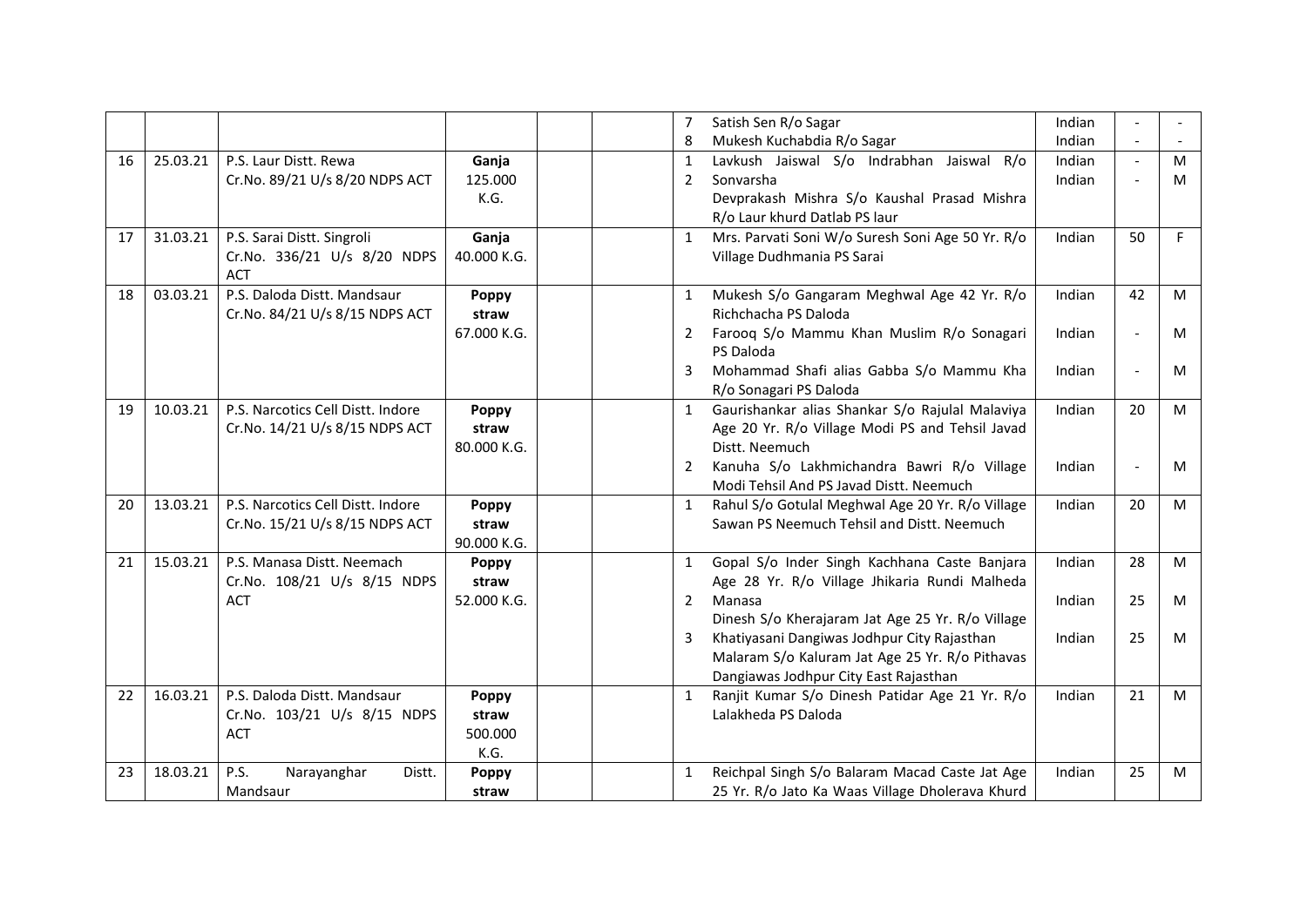|  |  |  |  |  |  |  |  |  |  |  |
|---|---|---|---|---|---|---|---|---|---|---|
|  |  |  |  |  |  | 7 | Satish Sen R/o Sagar | Indian | - | - |
|  |  |  |  |  |  | 8 | Mukesh Kuchabdia R/o Sagar | Indian | - | - |
| 16 | 25.03.21 | P.S. Laur Distt. Rewa Cr.No. 89/21 U/s 8/20 NDPS ACT | **Ganja** 125.000 K.G. |  |  | 1 | Lavkush Jaiswal S/o Indrabhan Jaiswal R/o Sonvarsha | Indian | - | M |
|  |  |  |  |  |  | 2 | Devprakash Mishra S/o Kaushal Prasad Mishra R/o Laur khurd Datlab PS laur | Indian | - | M |
| 17 | 31.03.21 | P.S. Sarai Distt. Singroli Cr.No. 336/21 U/s 8/20 NDPS ACT | **Ganja** 40.000 K.G. |  |  | 1 | Mrs. Parvati Soni W/o Suresh Soni Age 50 Yr. R/o Village Dudhmania PS Sarai | Indian | 50 | F |
| 18 | 03.03.21 | P.S. Daloda Distt. Mandsaur Cr.No. 84/21 U/s 8/15 NDPS ACT | **Poppy straw** 67.000 K.G. |  |  | 1 | Mukesh S/o Gangaram Meghwal Age 42 Yr. R/o Richchacha PS Daloda | Indian | 42 | M |
|  |  |  |  |  |  | 2 | Farooq S/o Mammu Khan Muslim R/o Sonagari PS Daloda | Indian | - | M |
|  |  |  |  |  |  | 3 | Mohammad Shafi alias Gabba S/o Mammu Kha R/o Sonagari PS Daloda | Indian | - | M |
| 19 | 10.03.21 | P.S. Narcotics Cell Distt. Indore Cr.No. 14/21 U/s 8/15 NDPS ACT | **Poppy straw** 80.000 K.G. |  |  | 1 | Gaurishankar alias Shankar S/o Rajulal Malaviya Age 20 Yr. R/o Village Modi PS and Tehsil Javad Distt. Neemuch | Indian | 20 | M |
|  |  |  |  |  |  | 2 | Kanuha S/o Lakhmichandra Bawri R/o Village Modi Tehsil And PS Javad Distt. Neemuch | Indian | - | M |
| 20 | 13.03.21 | P.S. Narcotics Cell Distt. Indore Cr.No. 15/21 U/s 8/15 NDPS ACT | **Poppy straw** 90.000 K.G. |  |  | 1 | Rahul S/o Gotulal Meghwal Age 20 Yr. R/o Village Sawan PS Neemuch Tehsil and Distt. Neemuch | Indian | 20 | M |
| 21 | 15.03.21 | P.S. Manasa Distt. Neemach Cr.No. 108/21 U/s 8/15 NDPS ACT | **Poppy straw** 52.000 K.G. |  |  | 1 | Gopal S/o Inder Singh Kachhana Caste Banjara Age 28 Yr. R/o Village Jhikaria Rundi Malheda Manasa | Indian | 28 | M |
|  |  |  |  |  |  | 2 | Dinesh S/o Kherajaram Jat Age 25 Yr. R/o Village Khatiyasani Dangiwas Jodhpur City Rajasthan | Indian | 25 | M |
|  |  |  |  |  |  | 3 | Malaram S/o Kaluram Jat Age 25 Yr. R/o Pithavas Dangiawas Jodhpur City East Rajasthan | Indian | 25 | M |
| 22 | 16.03.21 | P.S. Daloda Distt. Mandsaur Cr.No. 103/21 U/s 8/15 NDPS ACT | **Poppy straw** 500.000 K.G. |  |  | 1 | Ranjit Kumar S/o Dinesh Patidar Age 21 Yr. R/o Lalakheda PS Daloda | Indian | 21 | M |
| 23 | 18.03.21 | P.S. Narayanghar Distt. Mandsaur | **Poppy straw** |  |  | 1 | Reichpal Singh S/o Balaram Macad Caste Jat Age 25 Yr. R/o Jato Ka Waas Village Dholerava Khurd | Indian | 25 | M |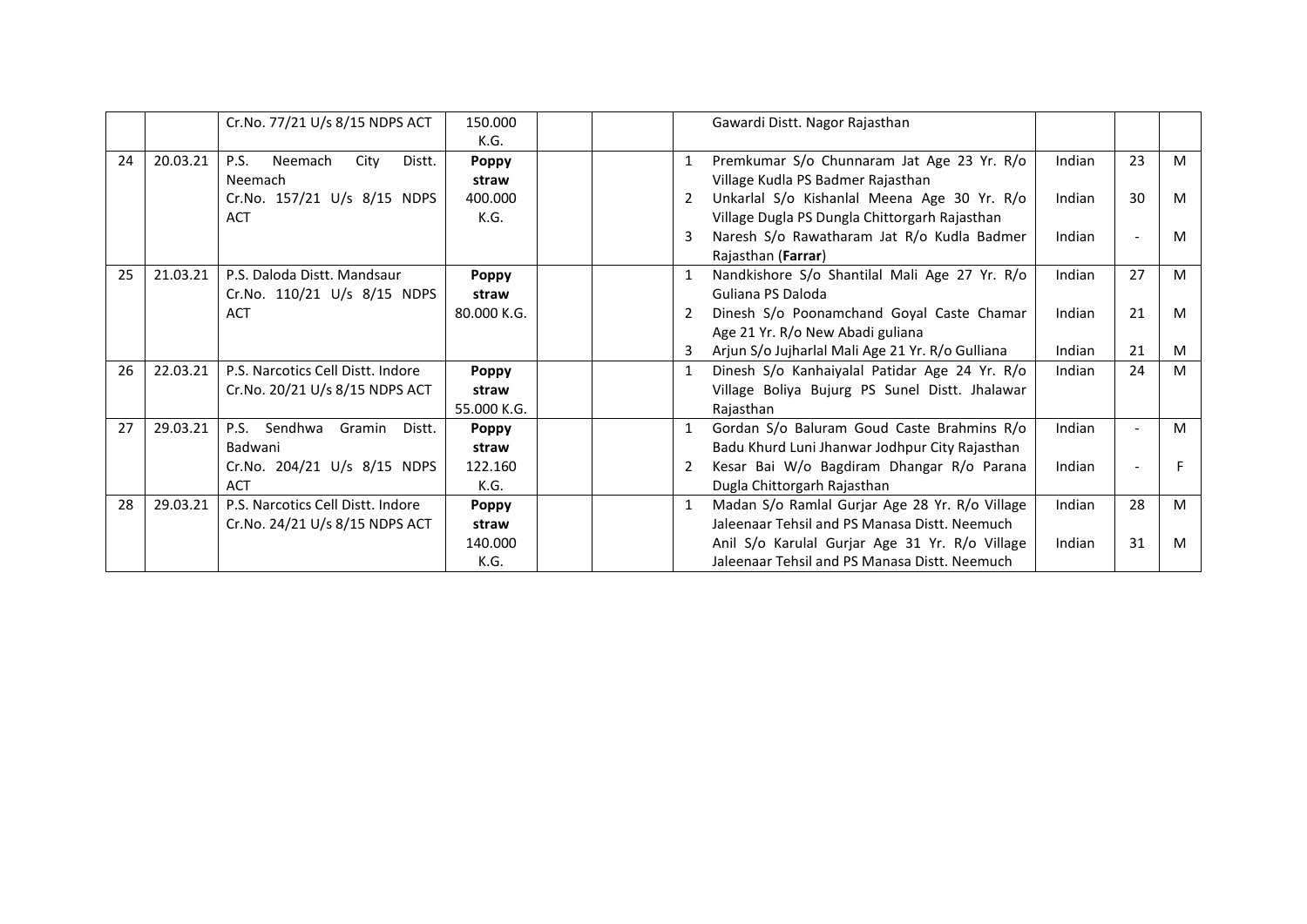|  |  |  |  |  |  |  |  |  |  |  |
|---|---|---|---|---|---|---|---|---|---|---|
|  |  | Cr.No. 77/21 U/s 8/15 NDPS ACT | 150.000 K.G. |  |  |  | Gawardi Distt. Nagor Rajasthan |  |  |  |
| 24 | 20.03.21 | P.S. Neemach City Distt. Neemach Cr.No. 157/21 U/s 8/15 NDPS ACT | **Poppy straw** 400.000 K.G. |  |  | 1 | Premkumar S/o Chunnaram Jat Age 23 Yr. R/o Village Kudla PS Badmer Rajasthan | Indian | 23 | M |
|  |  |  |  |  |  | 2 | Unkarlal S/o Kishanlal Meena Age 30 Yr. R/o Village Dugla PS Dungla Chittorgarh Rajasthan | Indian | 30 | M |
|  |  |  |  |  |  | 3 | Naresh S/o Rawatharam Jat R/o Kudla Badmer Rajasthan (**Farrar**) | Indian | - | M |
| 25 | 21.03.21 | P.S. Daloda Distt. Mandsaur Cr.No. 110/21 U/s 8/15 NDPS ACT | **Poppy straw** 80.000 K.G. |  |  | 1 | Nandkishore S/o Shantilal Mali Age 27 Yr. R/o Guliana PS Daloda | Indian | 27 | M |
|  |  |  |  |  |  | 2 | Dinesh S/o Poonamchand Goyal Caste Chamar Age 21 Yr. R/o New Abadi guliana | Indian | 21 | M |
|  |  |  |  |  |  | 3 | Arjun S/o Jujharlal Mali Age 21 Yr. R/o Gulliana | Indian | 21 | M |
| 26 | 22.03.21 | P.S. Narcotics Cell Distt. Indore Cr.No. 20/21 U/s 8/15 NDPS ACT | **Poppy straw** 55.000 K.G. |  |  | 1 | Dinesh S/o Kanhaiyalal Patidar Age 24 Yr. R/o Village Boliya Bujurg PS Sunel Distt. Jhalawar Rajasthan | Indian | 24 | M |
| 27 | 29.03.21 | P.S. Sendhwa Gramin Distt. Badwani Cr.No. 204/21 U/s 8/15 NDPS ACT | **Poppy straw** 122.160 K.G. |  |  | 1 | Gordan S/o Baluram Goud Caste Brahmins R/o Badu Khurd Luni Jhanwar Jodhpur City Rajasthan | Indian | - | M |
|  |  |  |  |  |  | 2 | Kesar Bai W/o Bagdiram Dhangar R/o Parana Dugla Chittorgarh Rajasthan | Indian | - | F |
| 28 | 29.03.21 | P.S. Narcotics Cell Distt. Indore Cr.No. 24/21 U/s 8/15 NDPS ACT | **Poppy straw** 140.000 K.G. |  |  | 1 | Madan S/o Ramlal Gurjar Age 28 Yr. R/o Village Jaleenaar Tehsil and PS Manasa Distt. Neemuch | Indian | 28 | M |
|  |  |  |  |  |  |  | Anil S/o Karulal Gurjar Age 31 Yr. R/o Village Jaleenaar Tehsil and PS Manasa Distt. Neemuch | Indian | 31 | M |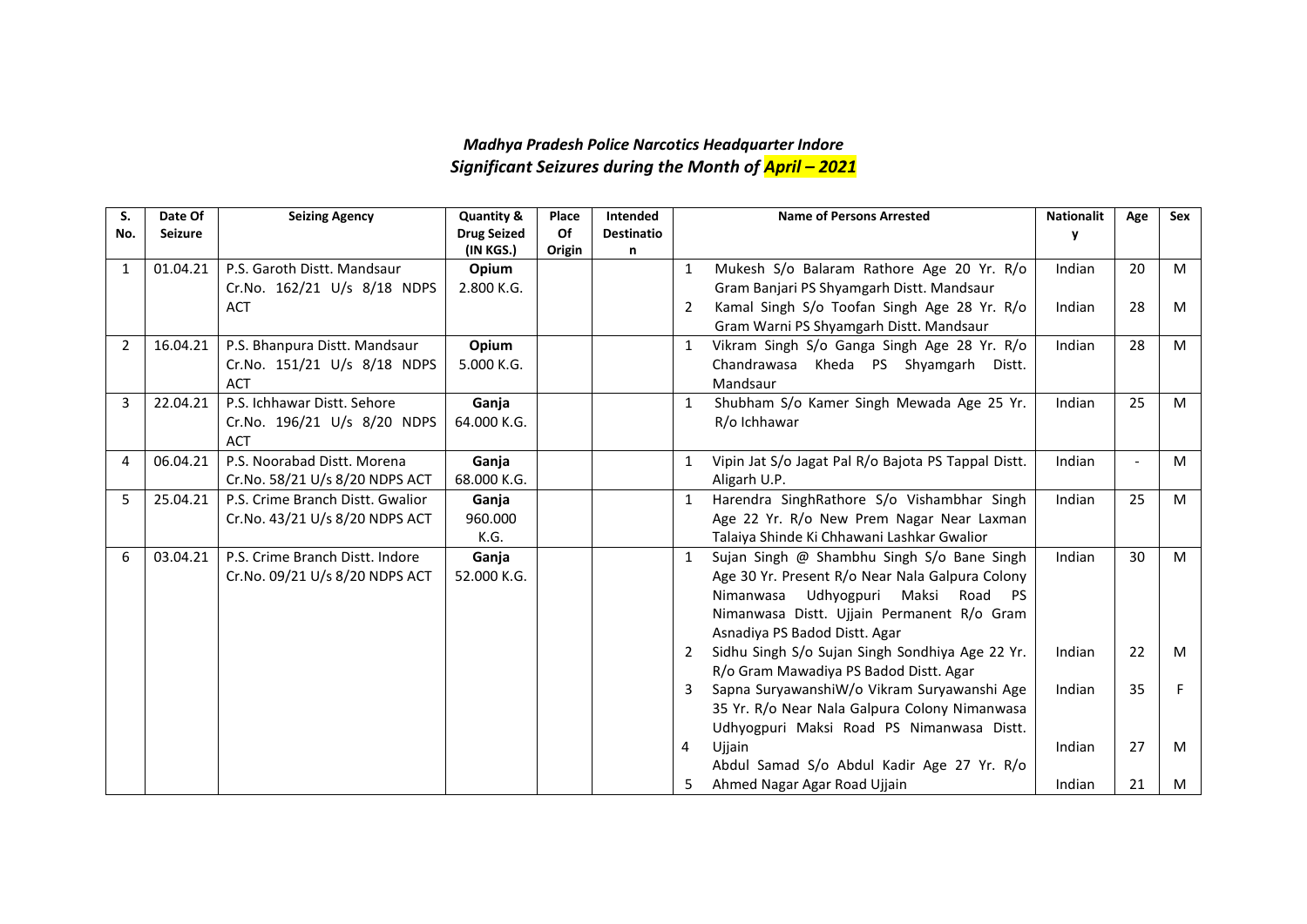***Madhya Pradesh Police Narcotics Headquarter Indore***
***Significant Seizures during the Month of April – 2021***

| S. No. | Date Of Seizure | Seizing Agency | Quantity & Drug Seized (IN KGS.) | Place Of Origin | Intended Destination | | Name of Persons Arrested | Nationality | Age | Sex |
|---|---|---|---|---|---|---|---|---|---|---|
| 1 | 01.04.21 | P.S. Garoth Distt. Mandsaur Cr.No. 162/21 U/s 8/18 NDPS ACT | **Opium** 2.800 K.G. | | | 1 | Mukesh S/o Balaram Rathore Age 20 Yr. R/o Gram Banjari PS Shyamgarh Distt. Mandsaur | Indian | 20 | M |
| | | | | | | 2 | Kamal Singh S/o Toofan Singh Age 28 Yr. R/o Gram Warni PS Shyamgarh Distt. Mandsaur | Indian | 28 | M |
| 2 | 16.04.21 | P.S. Bhanpura Distt. Mandsaur Cr.No. 151/21 U/s 8/18 NDPS ACT | **Opium** 5.000 K.G. | | | 1 | Vikram Singh S/o Ganga Singh Age 28 Yr. R/o Chandrawasa Kheda PS Shyamgarh Distt. Mandsaur | Indian | 28 | M |
| 3 | 22.04.21 | P.S. Ichhawar Distt. Sehore Cr.No. 196/21 U/s 8/20 NDPS ACT | **Ganja** 64.000 K.G. | | | 1 | Shubham S/o Kamer Singh Mewada Age 25 Yr. R/o Ichhawar | Indian | 25 | M |
| 4 | 06.04.21 | P.S. Noorabad Distt. Morena Cr.No. 58/21 U/s 8/20 NDPS ACT | **Ganja** 68.000 K.G. | | | 1 | Vipin Jat S/o Jagat Pal R/o Bajota PS Tappal Distt. Aligarh U.P. | Indian | - | M |
| 5 | 25.04.21 | P.S. Crime Branch Distt. Gwalior Cr.No. 43/21 U/s 8/20 NDPS ACT | **Ganja** 960.000 K.G. | | | 1 | Harendra SinghRathore S/o Vishambhar Singh Age 22 Yr. R/o New Prem Nagar Near Laxman Talaiya Shinde Ki Chhawani Lashkar Gwalior | Indian | 25 | M |
| 6 | 03.04.21 | P.S. Crime Branch Distt. Indore Cr.No. 09/21 U/s 8/20 NDPS ACT | **Ganja** 52.000 K.G. | | | 1 | Sujan Singh @ Shambhu Singh S/o Bane Singh Age 30 Yr. Present R/o Near Nala Galpura Colony Nimanwasa Udhyogpuri Maksi Road PS Nimanwasa Distt. Ujjain Permanent R/o Gram Asnadiya PS Badod Distt. Agar | Indian | 30 | M |
| | | | | | | 2 | Sidhu Singh S/o Sujan Singh Sondhiya Age 22 Yr. R/o Gram Mawadiya PS Badod Distt. Agar | Indian | 22 | M |
| | | | | | | 3 | Sapna SuryawanshiW/o Vikram Suryawanshi Age 35 Yr. R/o Near Nala Galpura Colony Nimanwasa Udhyogpuri Maksi Road PS Nimanwasa Distt. Ujjain | Indian | 35 | F |
| | | | | | | 4 | Abdul Samad S/o Abdul Kadir Age 27 Yr. R/o Ahmed Nagar Agar Road Ujjain | Indian | 27 | M |
| | | | | | | 5 | | Indian | 21 | M |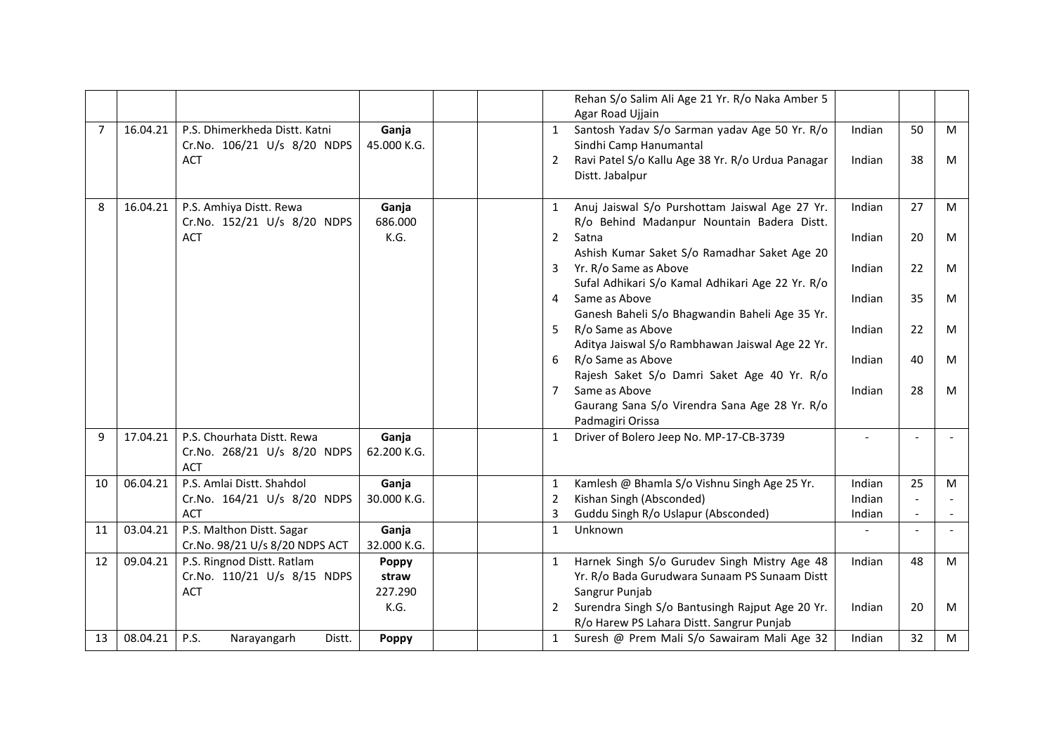|  |  |  |  |  |  |  | Rehan S/o Salim Ali Age 21 Yr. R/o Naka Amber 5 Agar Road Ujjain |  |  |  |
|---|---|---|---|---|---|---|---|---|---|---|
| 7 | 16.04.21 | P.S. Dhimerkheda Distt. Katni Cr.No. 106/21 U/s 8/20 NDPS ACT | **Ganja** 45.000 K.G. |  |  | 1 | Santosh Yadav S/o Sarman yadav Age 50 Yr. R/o Sindhi Camp Hanumantal | Indian | 50 | M |
|  |  |  |  |  |  | 2 | Ravi Patel S/o Kallu Age 38 Yr. R/o Urdua Panagar Distt. Jabalpur | Indian | 38 | M |
| 8 | 16.04.21 | P.S. Amhiya Distt. Rewa Cr.No. 152/21 U/s 8/20 NDPS ACT | **Ganja** 686.000 K.G. |  |  | 1 | Anuj Jaiswal S/o Purshottam Jaiswal Age 27 Yr. R/o Behind Madanpur Nountain Badera Distt. Satna | Indian | 27 | M |
|  |  |  |  |  |  | 2 | Ashish Kumar Saket S/o Ramadhar Saket Age 20 Yr. R/o Same as Above | Indian | 20 | M |
|  |  |  |  |  |  | 3 | Sufal Adhikari S/o Kamal Adhikari Age 22 Yr. R/o Same as Above | Indian | 22 | M |
|  |  |  |  |  |  | 4 | Ganesh Baheli S/o Bhagwandin Baheli Age 35 Yr. R/o Same as Above | Indian | 35 | M |
|  |  |  |  |  |  | 5 | Aditya Jaiswal S/o Rambhawan Jaiswal Age 22 Yr. R/o Same as Above | Indian | 22 | M |
|  |  |  |  |  |  | 6 | Rajesh Saket S/o Damri Saket Age 40 Yr. R/o Same as Above | Indian | 40 | M |
|  |  |  |  |  |  | 7 | Gaurang Sana S/o Virendra Sana Age 28 Yr. R/o Padmagiri Orissa | Indian | 28 | M |
| 9 | 17.04.21 | P.S. Chourhata Distt. Rewa Cr.No. 268/21 U/s 8/20 NDPS ACT | **Ganja** 62.200 K.G. |  |  | 1 | Driver of Bolero Jeep No. MP-17-CB-3739 | - | - | - |
| 10 | 06.04.21 | P.S. Amlai Distt. Shahdol Cr.No. 164/21 U/s 8/20 NDPS ACT | **Ganja** 30.000 K.G. |  |  | 1 | Kamlesh @ Bhamla S/o Vishnu Singh Age 25 Yr. | Indian | 25 | M |
|  |  |  |  |  |  | 2 | Kishan Singh (Absconded) | Indian | - | - |
|  |  |  |  |  |  | 3 | Guddu Singh R/o Uslapur (Absconded) | Indian | - | - |
| 11 | 03.04.21 | P.S. Malthon Distt. Sagar Cr.No. 98/21 U/s 8/20 NDPS ACT | **Ganja** 32.000 K.G. |  |  | 1 | Unknown | - | - | - |
| 12 | 09.04.21 | P.S. Ringnod Distt. Ratlam Cr.No. 110/21 U/s 8/15 NDPS ACT | **Poppy straw** 227.290 K.G. |  |  | 1 | Harnek Singh S/o Gurudev Singh Mistry Age 48 Yr. R/o Bada Gurudwara Sunaam PS Sunaam Distt Sangrur Punjab | Indian | 48 | M |
|  |  |  |  |  |  | 2 | Surendra Singh S/o Bantusingh Rajput Age 20 Yr. R/o Harew PS Lahara Distt. Sangrur Punjab | Indian | 20 | M |
| 13 | 08.04.21 | P.S. Narayangarh Distt. | **Poppy** |  |  | 1 | Suresh @ Prem Mali S/o Sawairam Mali Age 32 | Indian | 32 | M |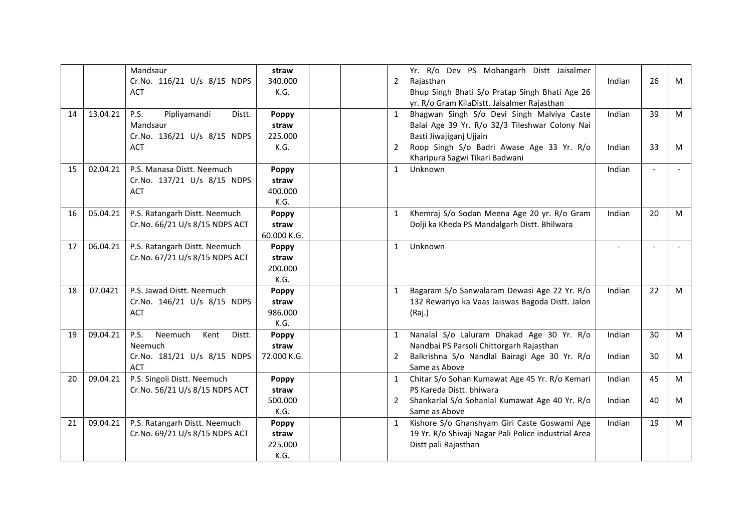|  |  |  |  |  |  |  |  |  |  |  |
|---|---|---|---|---|---|---|---|---|---|---|
|  |  | Mandsaur Cr.No. 116/21 U/s 8/15 NDPS ACT | **straw** 340.000 K.G. |  |  | 2 | Yr. R/o Dev PS Mohangarh Distt Jaisalmer Rajasthan Bhup Singh Bhati S/o Pratap Singh Bhati Age 26 yr. R/o Gram KilaDistt. Jaisalmer Rajasthan | Indian | 26 | M |
| 14 | 13.04.21 | P.S. Pipliyamandi Distt. Mandsaur Cr.No. 136/21 U/s 8/15 NDPS ACT | **Poppy straw** 225.000 K.G. |  |  | 1<br>2 | Bhagwan Singh S/o Devi Singh Malviya Caste Balai Age 39 Yr. R/o 32/3 Tileshwar Colony Nai Basti Jiwajiganj Ujjain<br>Roop Singh S/o Badri Awase Age 33 Yr. R/o Kharipura Sagwi Tikari Badwani | Indian<br>Indian | 39<br>33 | M<br>M |
| 15 | 02.04.21 | P.S. Manasa Distt. Neemuch Cr.No. 137/21 U/s 8/15 NDPS ACT | **Poppy straw** 400.000 K.G. |  |  | 1 | Unknown | Indian | - | - |
| 16 | 05.04.21 | P.S. Ratangarh Distt. Neemuch Cr.No. 66/21 U/s 8/15 NDPS ACT | **Poppy straw** 60.000 K.G. |  |  | 1 | Khemraj S/o Sodan Meena Age 20 yr. R/o Gram Dolji ka Kheda PS Mandalgarh Distt. Bhilwara | Indian | 20 | M |
| 17 | 06.04.21 | P.S. Ratangarh Distt. Neemuch Cr.No. 67/21 U/s 8/15 NDPS ACT | **Poppy straw** 200.000 K.G. |  |  | 1 | Unknown | - | - | - |
| 18 | 07.0421 | P.S. Jawad Distt. Neemuch Cr.No. 146/21 U/s 8/15 NDPS ACT | **Poppy straw** 986.000 K.G. |  |  | 1 | Bagaram S/o Sanwalaram Dewasi Age 22 Yr. R/o 132 Rewariyo ka Vaas Jaiswas Bagoda Distt. Jalon (Raj.) | Indian | 22 | M |
| 19 | 09.04.21 | P.S. Neemuch Kent Distt. Neemuch Cr.No. 181/21 U/s 8/15 NDPS ACT | **Poppy straw** 72.000 K.G. |  |  | 1<br>2 | Nanalal S/o Laluram Dhakad Age 30 Yr. R/o Nandbai PS Parsoli Chittorgarh Rajasthan<br>Balkrishna S/o Nandlal Bairagi Age 30 Yr. R/o Same as Above | Indian<br>Indian | 30<br>30 | M<br>M |
| 20 | 09.04.21 | P.S. Singoli Distt. Neemuch Cr.No. 56/21 U/s 8/15 NDPS ACT | **Poppy straw** 500.000 K.G. |  |  | 1<br>2 | Chitar S/o Sohan Kumawat Age 45 Yr. R/o Kemari PS Kareda Distt. bhiwara<br>Shankarlal S/o Sohanlal Kumawat Age 40 Yr. R/o Same as Above | Indian<br>Indian | 45<br>40 | M<br>M |
| 21 | 09.04.21 | P.S. Ratangarh Distt. Neemuch Cr.No. 69/21 U/s 8/15 NDPS ACT | **Poppy straw** 225.000 K.G. |  |  | 1 | Kishore S/o Ghanshyam Giri Caste Goswami Age 19 Yr. R/o Shivaji Nagar Pali Police industrial Area Distt pali Rajasthan | Indian | 19 | M |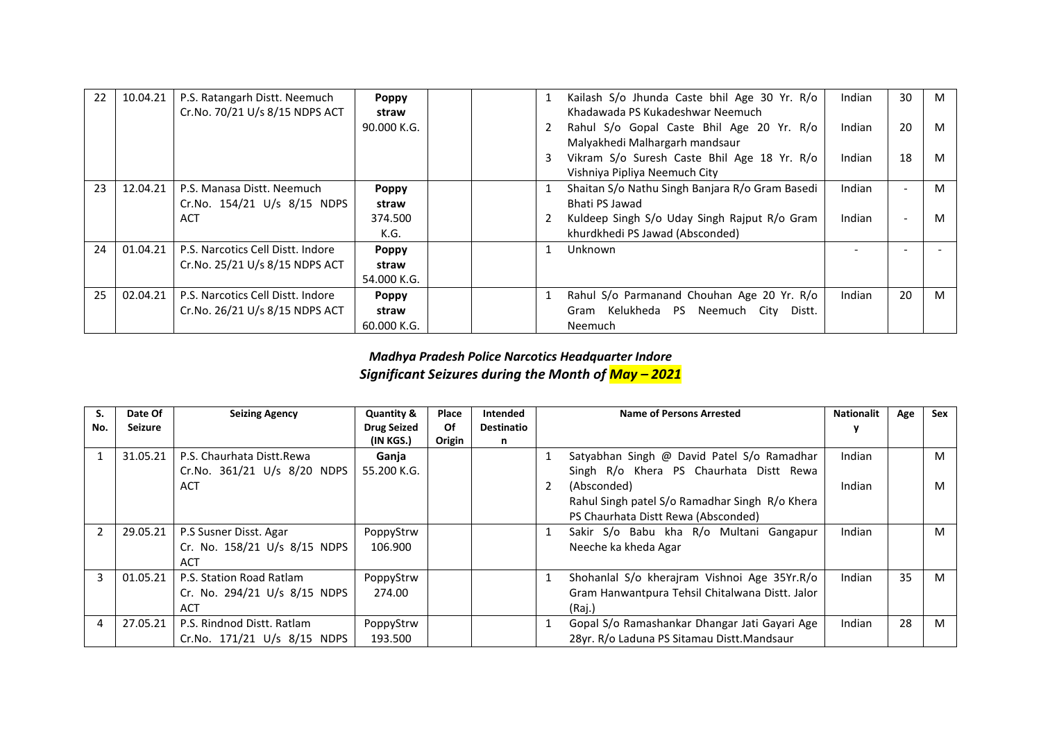| 22 | 10.04.21 | P.S. Ratangarh Distt. Neemuch Cr.No. 70/21 U/s 8/15 NDPS ACT | **Poppy straw** 90.000 K.G. | | | 1<br>2<br>3 | Kailash S/o Jhunda Caste bhil Age 30 Yr. R/o Khadawada PS Kukadeshwar Neemuch<br>Rahul S/o Gopal Caste Bhil Age 20 Yr. R/o Malyakhedi Malhargarh mandsaur<br>Vikram S/o Suresh Caste Bhil Age 18 Yr. R/o Vishniya Pipliya Neemuch City | Indian<br>Indian<br>Indian | 30<br>20<br>18 | M<br>M<br>M |
|---|---|---|---|---|---|---|---|---|---|---|
| 23 | 12.04.21 | P.S. Manasa Distt. Neemuch Cr.No. 154/21 U/s 8/15 NDPS ACT | **Poppy straw** 374.500 K.G. | | | 1<br>2 | Shaitan S/o Nathu Singh Banjara R/o Gram Basedi Bhati PS Jawad<br>Kuldeep Singh S/o Uday Singh Rajput R/o Gram khurdkhedi PS Jawad (Absconded) | Indian<br>Indian | -<br>- | M<br>M |
| 24 | 01.04.21 | P.S. Narcotics Cell Distt. Indore Cr.No. 25/21 U/s 8/15 NDPS ACT | **Poppy straw** 54.000 K.G. | | | 1 | Unknown | - | - | - |
| 25 | 02.04.21 | P.S. Narcotics Cell Distt. Indore Cr.No. 26/21 U/s 8/15 NDPS ACT | **Poppy straw** 60.000 K.G. | | | 1 | Rahul S/o Parmanand Chouhan Age 20 Yr. R/o Gram Kelukheda PS Neemuch City Distt. Neemuch | Indian | 20 | M |

***Madhya Pradesh Police Narcotics Headquarter Indore***

***Significant Seizures during the Month of May – 2021***

| S. No. | Date Of Seizure | Seizing Agency | Quantity & Drug Seized (IN KGS.) | Place Of Origin | Intended Destination | | Name of Persons Arrested | Nationality | Age | Sex |
|---|---|---|---|---|---|---|---|---|---|---|
| 1 | 31.05.21 | P.S. Chaurhata Distt.Rewa Cr.No. 361/21 U/s 8/20 NDPS ACT | **Ganja** 55.200 K.G. | | | 1<br>2 | Satyabhan Singh @ David Patel S/o Ramadhar Singh R/o Khera PS Chaurhata Distt Rewa (Absconded)<br>Rahul Singh patel S/o Ramadhar Singh R/o Khera PS Chaurhata Distt Rewa (Absconded) | Indian<br>Indian | | M<br>M |
| 2 | 29.05.21 | P.S Susner Disst. Agar Cr. No. 158/21 U/s 8/15 NDPS ACT | PoppyStrw 106.900 | | | 1 | Sakir S/o Babu kha R/o Multani Gangapur Neeche ka kheda Agar | Indian | | M |
| 3 | 01.05.21 | P.S. Station Road Ratlam Cr. No. 294/21 U/s 8/15 NDPS ACT | PoppyStrw 274.00 | | | 1 | Shohanlal S/o kherajram Vishnoi Age 35Yr.R/o Gram Hanwantpura Tehsil Chitalwana Distt. Jalor (Raj.) | Indian | 35 | M |
| 4 | 27.05.21 | P.S. Rindnod Distt. Ratlam Cr.No. 171/21 U/s 8/15 NDPS | PoppyStrw 193.500 | | | 1 | Gopal S/o Ramashankar Dhangar Jati Gayari Age 28yr. R/o Laduna PS Sitamau Distt.Mandsaur | Indian | 28 | M |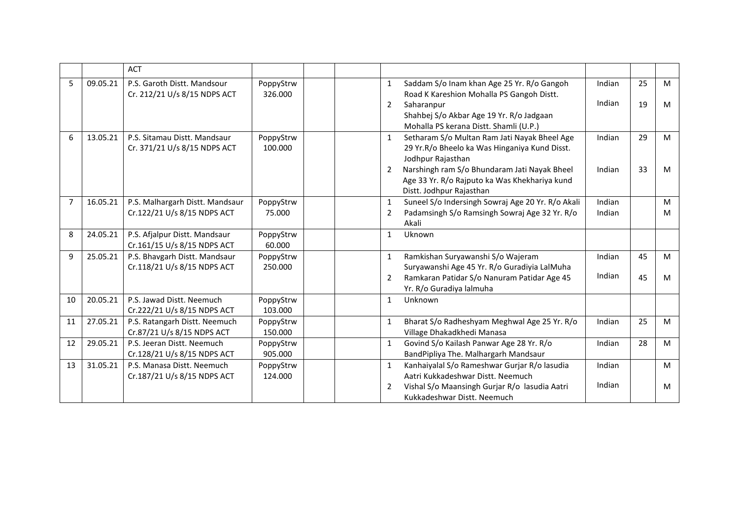| | | | | | | | | | |
|---|---|---|---|---|---|---|---|---|---|
| | | ACT | | | | | | | |
| 5 | 09.05.21 | P.S. Garoth Distt. Mandsour Cr. 212/21 U/s 8/15 NDPS ACT | PoppyStrw 326.000 | | | 1<br>2 | Saddam S/o Inam khan Age 25 Yr. R/o Gangoh Road K Kareshion Mohalla PS Gangoh Distt. Saharanpur<br>Shahbej S/o Akbar Age 19 Yr. R/o Jadgaan Mohalla PS kerana Distt. Shamli (U.P.) | Indian<br>Indian | 25<br>19 | M<br>M |
| 6 | 13.05.21 | P.S. Sitamau Distt. Mandsaur Cr. 371/21 U/s 8/15 NDPS ACT | PoppyStrw 100.000 | | | 1<br>2 | Setharam S/o Multan Ram Jati Nayak Bheel Age 29 Yr.R/o Bheelo ka Was Hinganiya Kund Disst. Jodhpur Rajasthan<br>Narshingh ram S/o Bhundaram Jati Nayak Bheel Age 33 Yr. R/o Rajputo ka Was Khekhariya kund Distt. Jodhpur Rajasthan | Indian<br>Indian | 29<br>33 | M<br>M |
| 7 | 16.05.21 | P.S. Malhargarh Distt. Mandsaur Cr.122/21 U/s 8/15 NDPS ACT | PoppyStrw 75.000 | | | 1<br>2 | Suneel S/o Indersingh Sowraj Age 20 Yr. R/o Akali<br>Padamsingh S/o Ramsingh Sowraj Age 32 Yr. R/o Akali | Indian<br>Indian | | M<br>M |
| 8 | 24.05.21 | P.S. Afjalpur Distt. Mandsaur Cr.161/15 U/s 8/15 NDPS ACT | PoppyStrw 60.000 | | | 1 | Uknown | | | |
| 9 | 25.05.21 | P.S. Bhavgarh Distt. Mandsaur Cr.118/21 U/s 8/15 NDPS ACT | PoppyStrw 250.000 | | | 1<br>2 | Ramkishan Suryawanshi S/o Wajeram Suryawanshi Age 45 Yr. R/o Guradiyia LalMuha<br>Ramkaran Patidar S/o Nanuram Patidar Age 45 Yr. R/o Guradiya lalmuha | Indian<br>Indian | 45<br>45 | M<br>M |
| 10 | 20.05.21 | P.S. Jawad Distt. Neemuch Cr.222/21 U/s 8/15 NDPS ACT | PoppyStrw 103.000 | | | 1 | Unknown | | | |
| 11 | 27.05.21 | P.S. Ratangarh Distt. Neemuch Cr.87/21 U/s 8/15 NDPS ACT | PoppyStrw 150.000 | | | 1 | Bharat S/o Radheshyam Meghwal Age 25 Yr. R/o Village Dhakadkhedi Manasa | Indian | 25 | M |
| 12 | 29.05.21 | P.S. Jeeran Distt. Neemuch Cr.128/21 U/s 8/15 NDPS ACT | PoppyStrw 905.000 | | | 1 | Govind S/o Kailash Panwar Age 28 Yr. R/o BandPipliya The. Malhargarh Mandsaur | Indian | 28 | M |
| 13 | 31.05.21 | P.S. Manasa Distt. Neemuch Cr.187/21 U/s 8/15 NDPS ACT | PoppyStrw 124.000 | | | 1<br>2 | Kanhaiyalal S/o Rameshwar Gurjar R/o lasudia Aatri Kukkadeshwar Distt. Neemuch<br>Vishal S/o Maansingh Gurjar R/o lasudia Aatri Kukkadeshwar Distt. Neemuch | Indian<br>Indian | | M<br>M |